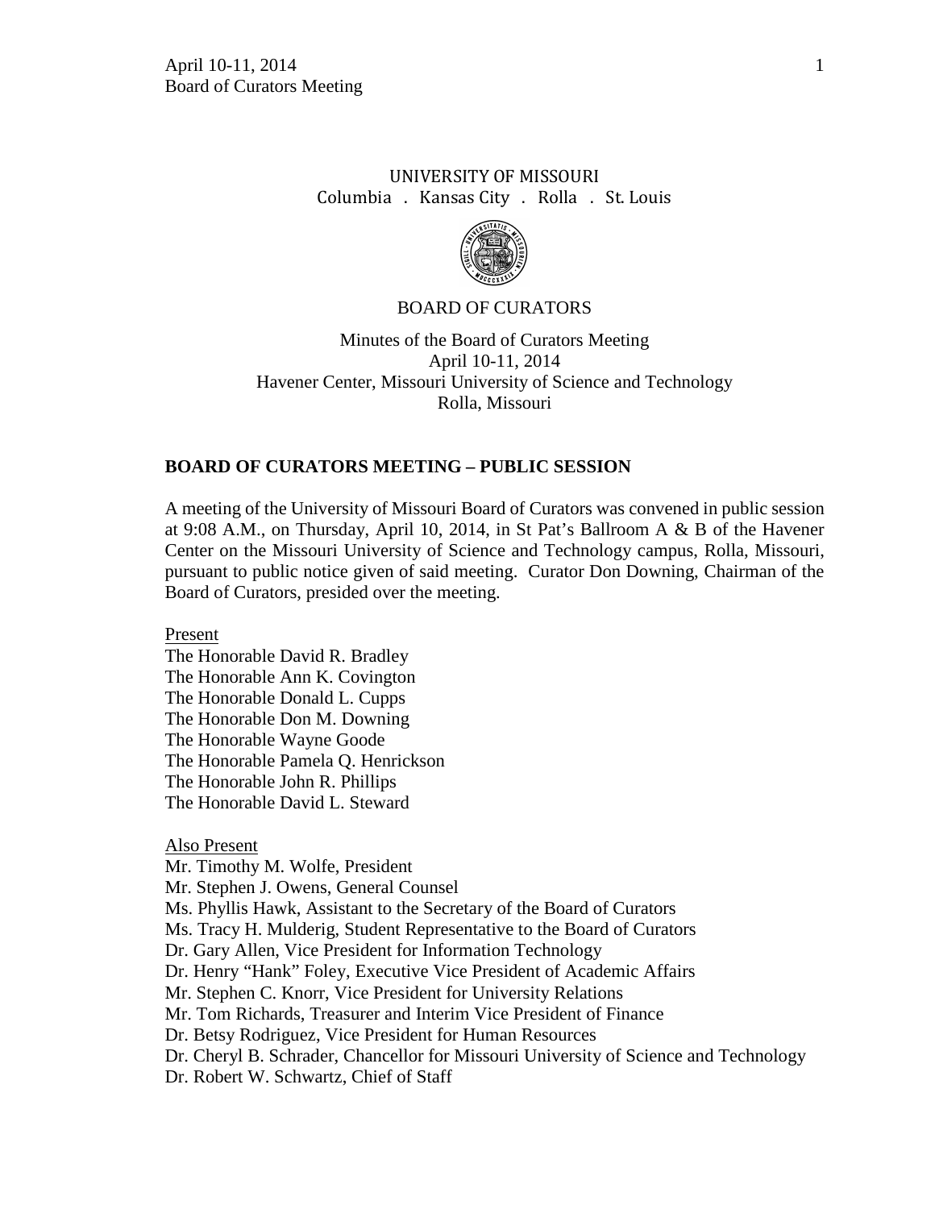UNIVERSITY OF MISSOURI
Columbia . Kansas City . Rolla . St. Louis

BOARD OF CURATORS

Minutes of the Board of Curators Meeting
April 10-11, 2014
Havener Center, Missouri University of Science and Technology
Rolla, Missouri

## BOARD OF CURATORS MEETING – PUBLIC SESSION

A meeting of the University of Missouri Board of Curators was convened in public session at 9:08 A.M., on Thursday, April 10, 2014, in St Pat's Ballroom A & B of the Havener Center on the Missouri University of Science and Technology campus, Rolla, Missouri, pursuant to public notice given of said meeting. Curator Don Downing, Chairman of the Board of Curators, presided over the meeting.

Present

The Honorable David R. Bradley
The Honorable Ann K. Covington
The Honorable Donald L. Cupps
The Honorable Don M. Downing
The Honorable Wayne Goode
The Honorable Pamela Q. Henrickson
The Honorable John R. Phillips
The Honorable David L. Steward

Also Present

Mr. Timothy M. Wolfe, President
Mr. Stephen J. Owens, General Counsel
Ms. Phyllis Hawk, Assistant to the Secretary of the Board of Curators
Ms. Tracy H. Mulderig, Student Representative to the Board of Curators
Dr. Gary Allen, Vice President for Information Technology
Dr. Henry "Hank" Foley, Executive Vice President of Academic Affairs
Mr. Stephen C. Knorr, Vice President for University Relations
Mr. Tom Richards, Treasurer and Interim Vice President of Finance
Dr. Betsy Rodriguez, Vice President for Human Resources
Dr. Cheryl B. Schrader, Chancellor for Missouri University of Science and Technology
Dr. Robert W. Schwartz, Chief of Staff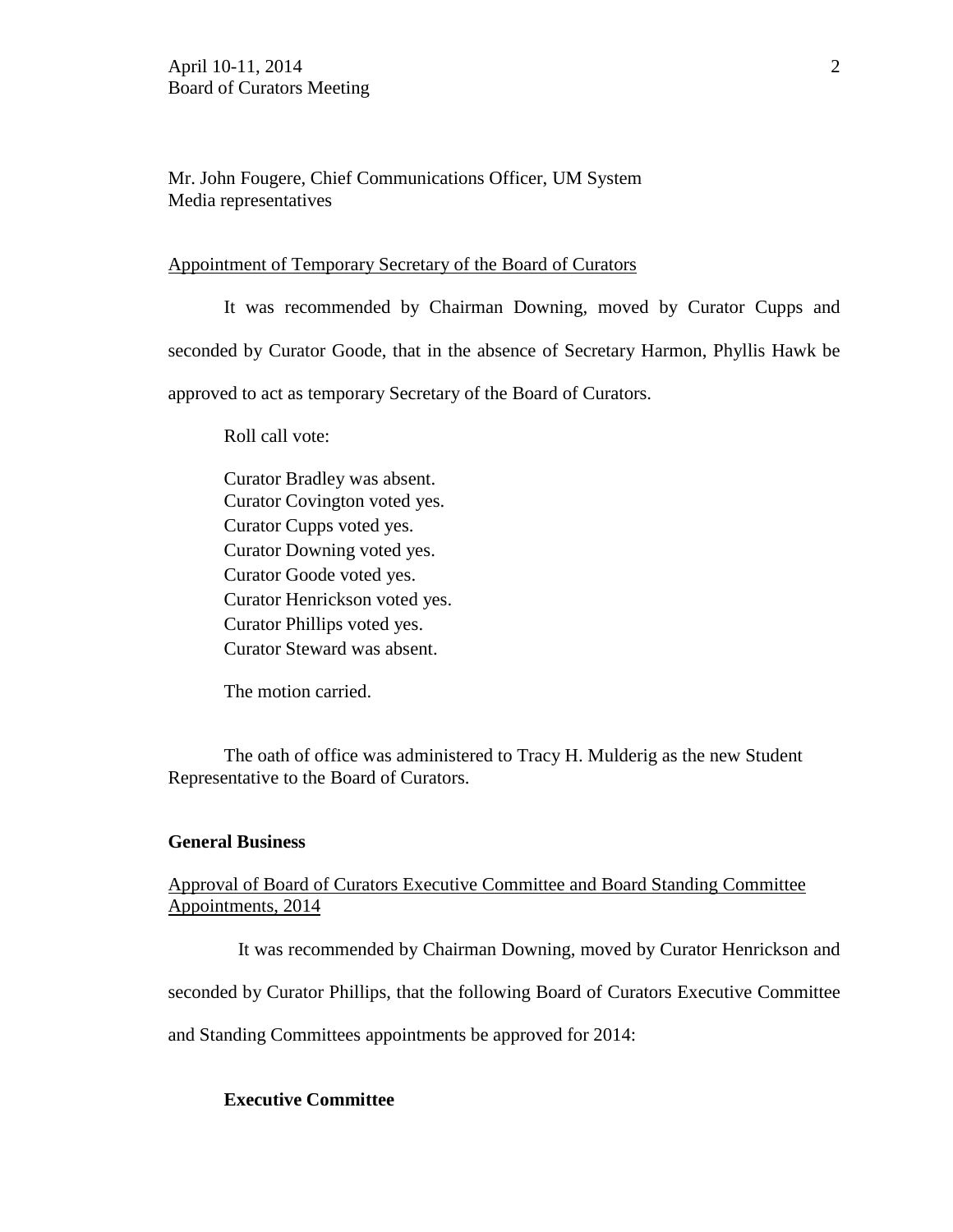Mr. John Fougere, Chief Communications Officer, UM System
Media representatives

Appointment of Temporary Secretary of the Board of Curators

It was recommended by Chairman Downing, moved by Curator Cupps and seconded by Curator Goode, that in the absence of Secretary Harmon, Phyllis Hawk be approved to act as temporary Secretary of the Board of Curators.

Roll call vote:

Curator Bradley was absent.
Curator Covington voted yes.
Curator Cupps voted yes.
Curator Downing voted yes.
Curator Goode voted yes.
Curator Henrickson voted yes.
Curator Phillips voted yes.
Curator Steward was absent.

The motion carried.

The oath of office was administered to Tracy H. Mulderig as the new Student Representative to the Board of Curators.

**General Business**

Approval of Board of Curators Executive Committee and Board Standing Committee Appointments, 2014

It was recommended by Chairman Downing, moved by Curator Henrickson and seconded by Curator Phillips, that the following Board of Curators Executive Committee and Standing Committees appointments be approved for 2014:

**Executive Committee**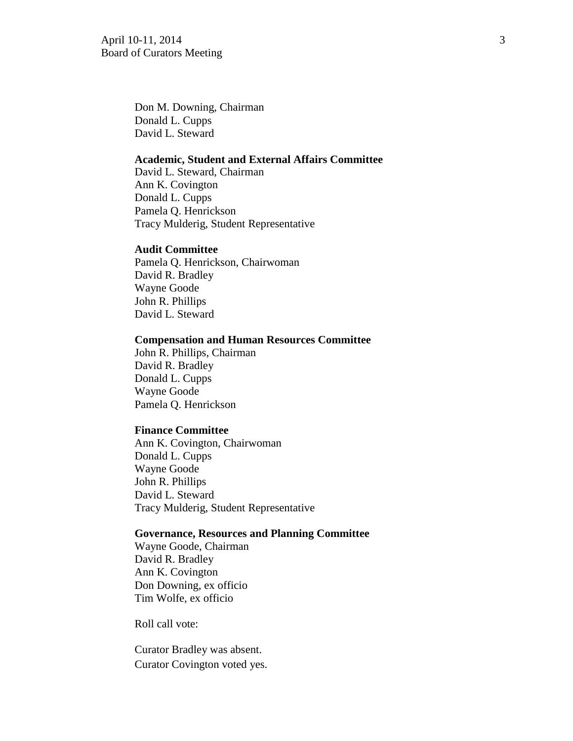Don M. Downing, Chairman
Donald L. Cupps
David L. Steward

**Academic, Student and External Affairs Committee**
David L. Steward, Chairman
Ann K. Covington
Donald L. Cupps
Pamela Q. Henrickson
Tracy Mulderig, Student Representative

**Audit Committee**
Pamela Q. Henrickson, Chairwoman
David R. Bradley
Wayne Goode
John R. Phillips
David L. Steward

**Compensation and Human Resources Committee**
John R. Phillips, Chairman
David R. Bradley
Donald L. Cupps
Wayne Goode
Pamela Q. Henrickson

**Finance Committee**
Ann K. Covington, Chairwoman
Donald L. Cupps
Wayne Goode
John R. Phillips
David L. Steward
Tracy Mulderig, Student Representative

**Governance, Resources and Planning Committee**
Wayne Goode, Chairman
David R. Bradley
Ann K. Covington
Don Downing, ex officio
Tim Wolfe, ex officio

Roll call vote:

Curator Bradley was absent.
Curator Covington voted yes.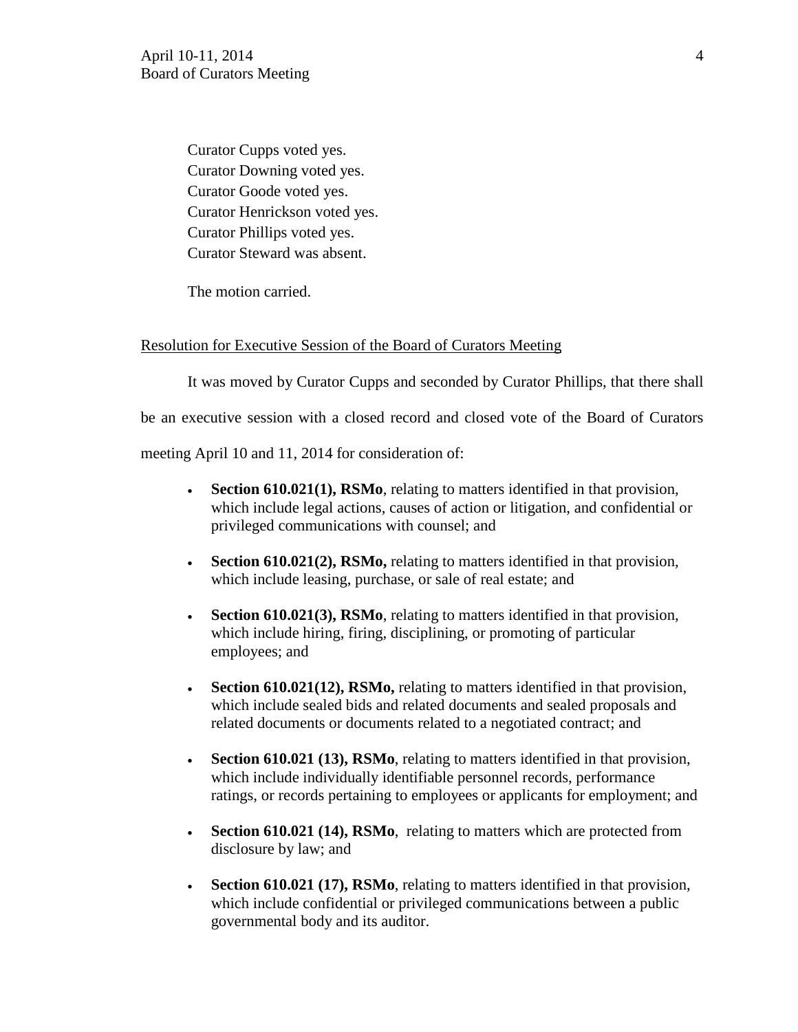Curator Cupps voted yes.
Curator Downing voted yes.
Curator Goode voted yes.
Curator Henrickson voted yes.
Curator Phillips voted yes.
Curator Steward was absent.

The motion carried.

Resolution for Executive Session of the Board of Curators Meeting

It was moved by Curator Cupps and seconded by Curator Phillips, that there shall be an executive session with a closed record and closed vote of the Board of Curators meeting April 10 and 11, 2014 for consideration of:

- **Section 610.021(1), RSMo**, relating to matters identified in that provision, which include legal actions, causes of action or litigation, and confidential or privileged communications with counsel; and

- **Section 610.021(2), RSMo,** relating to matters identified in that provision, which include leasing, purchase, or sale of real estate; and

- **Section 610.021(3), RSMo**, relating to matters identified in that provision, which include hiring, firing, disciplining, or promoting of particular employees; and

- **Section 610.021(12), RSMo,** relating to matters identified in that provision, which include sealed bids and related documents and sealed proposals and related documents or documents related to a negotiated contract; and

- **Section 610.021 (13), RSMo**, relating to matters identified in that provision, which include individually identifiable personnel records, performance ratings, or records pertaining to employees or applicants for employment; and

- **Section 610.021 (14), RSMo**, relating to matters which are protected from disclosure by law; and

- **Section 610.021 (17), RSMo**, relating to matters identified in that provision, which include confidential or privileged communications between a public governmental body and its auditor.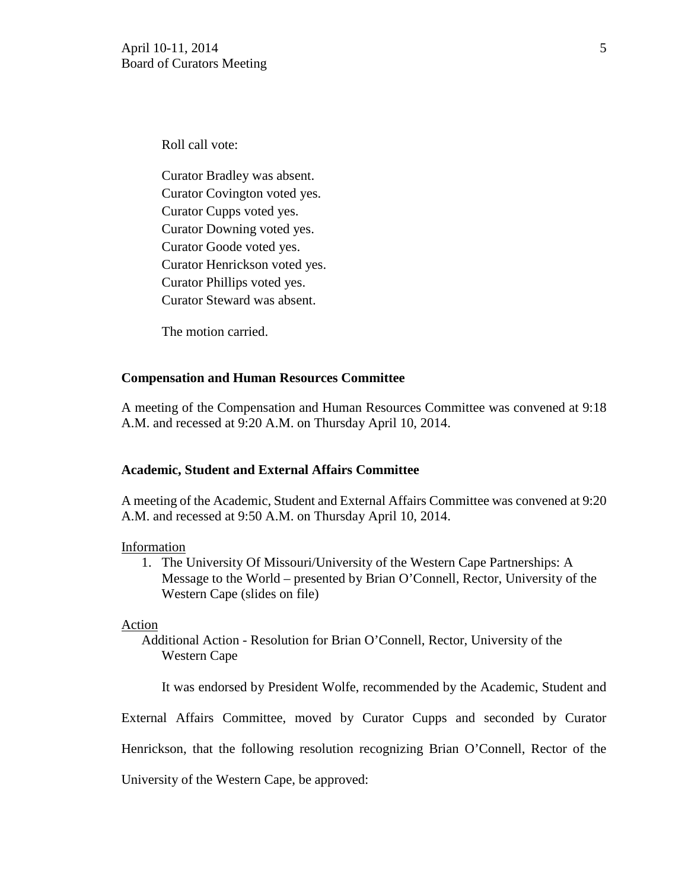Roll call vote:

Curator Bradley was absent.
Curator Covington voted yes.
Curator Cupps voted yes.
Curator Downing voted yes.
Curator Goode voted yes.
Curator Henrickson voted yes.
Curator Phillips voted yes.
Curator Steward was absent.

The motion carried.

**Compensation and Human Resources Committee**

A meeting of the Compensation and Human Resources Committee was convened at 9:18 A.M. and recessed at 9:20 A.M. on Thursday April 10, 2014.

**Academic, Student and External Affairs Committee**

A meeting of the Academic, Student and External Affairs Committee was convened at 9:20 A.M. and recessed at 9:50 A.M. on Thursday April 10, 2014.

Information

1. The University Of Missouri/University of the Western Cape Partnerships: A Message to the World – presented by Brian O'Connell, Rector, University of the Western Cape (slides on file)

Action

Additional Action - Resolution for Brian O'Connell, Rector, University of the Western Cape

It was endorsed by President Wolfe, recommended by the Academic, Student and External Affairs Committee, moved by Curator Cupps and seconded by Curator Henrickson, that the following resolution recognizing Brian O'Connell, Rector of the University of the Western Cape, be approved: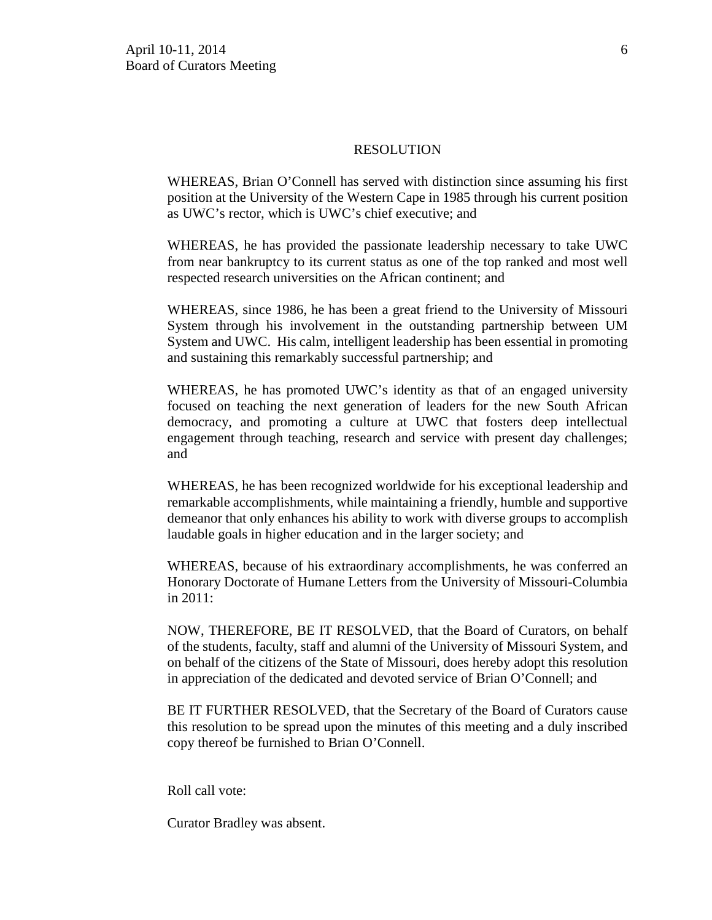## RESOLUTION

WHEREAS, Brian O'Connell has served with distinction since assuming his first position at the University of the Western Cape in 1985 through his current position as UWC's rector, which is UWC's chief executive; and

WHEREAS, he has provided the passionate leadership necessary to take UWC from near bankruptcy to its current status as one of the top ranked and most well respected research universities on the African continent; and

WHEREAS, since 1986, he has been a great friend to the University of Missouri System through his involvement in the outstanding partnership between UM System and UWC. His calm, intelligent leadership has been essential in promoting and sustaining this remarkably successful partnership; and

WHEREAS, he has promoted UWC's identity as that of an engaged university focused on teaching the next generation of leaders for the new South African democracy, and promoting a culture at UWC that fosters deep intellectual engagement through teaching, research and service with present day challenges; and

WHEREAS, he has been recognized worldwide for his exceptional leadership and remarkable accomplishments, while maintaining a friendly, humble and supportive demeanor that only enhances his ability to work with diverse groups to accomplish laudable goals in higher education and in the larger society; and

WHEREAS, because of his extraordinary accomplishments, he was conferred an Honorary Doctorate of Humane Letters from the University of Missouri-Columbia in 2011:

NOW, THEREFORE, BE IT RESOLVED, that the Board of Curators, on behalf of the students, faculty, staff and alumni of the University of Missouri System, and on behalf of the citizens of the State of Missouri, does hereby adopt this resolution in appreciation of the dedicated and devoted service of Brian O'Connell; and

BE IT FURTHER RESOLVED, that the Secretary of the Board of Curators cause this resolution to be spread upon the minutes of this meeting and a duly inscribed copy thereof be furnished to Brian O'Connell.

Roll call vote:

Curator Bradley was absent.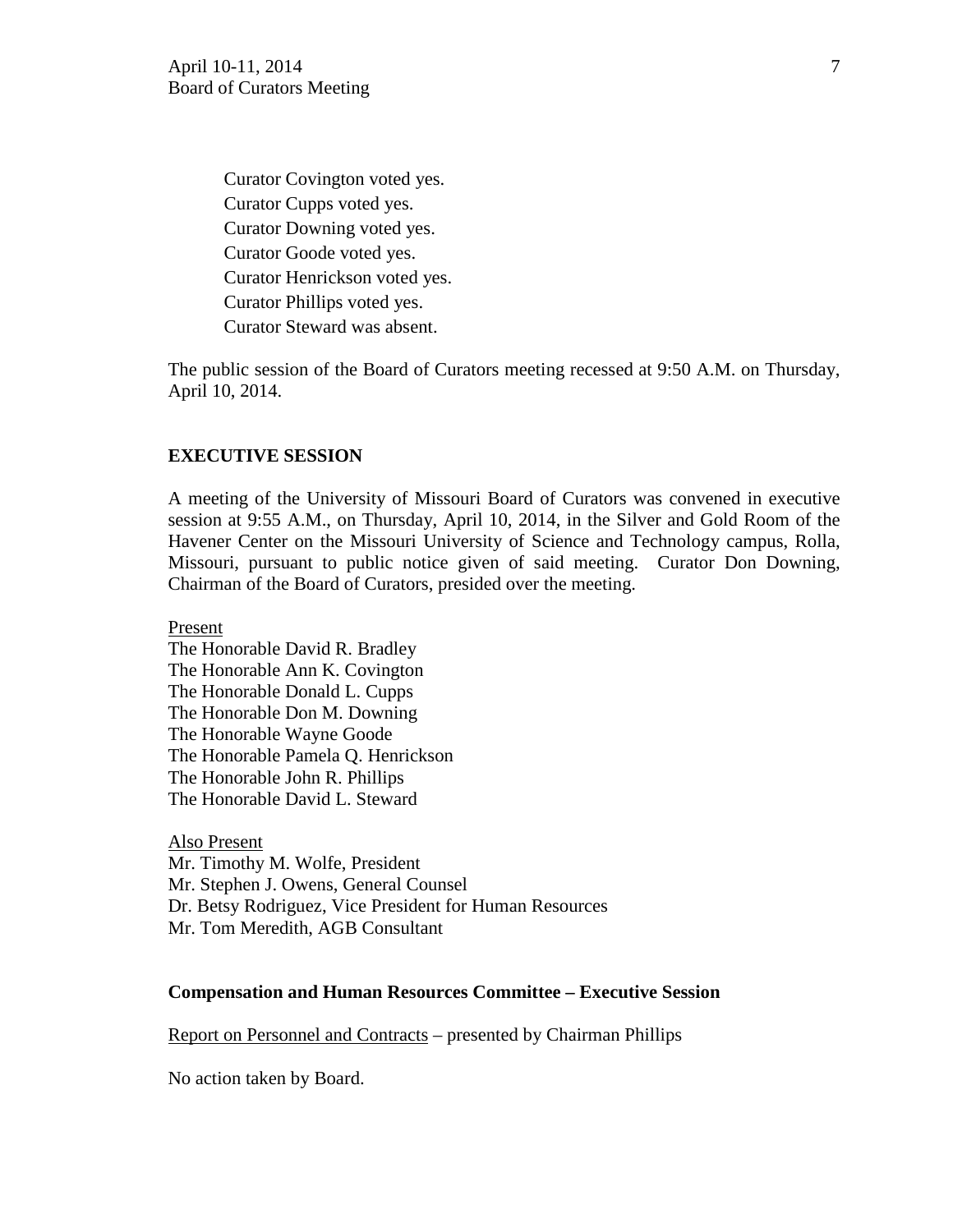Curator Covington voted yes.
Curator Cupps voted yes.
Curator Downing voted yes.
Curator Goode voted yes.
Curator Henrickson voted yes.
Curator Phillips voted yes.
Curator Steward was absent.

The public session of the Board of Curators meeting recessed at 9:50 A.M. on Thursday, April 10, 2014.

**EXECUTIVE SESSION**

A meeting of the University of Missouri Board of Curators was convened in executive session at 9:55 A.M., on Thursday, April 10, 2014, in the Silver and Gold Room of the Havener Center on the Missouri University of Science and Technology campus, Rolla, Missouri, pursuant to public notice given of said meeting. Curator Don Downing, Chairman of the Board of Curators, presided over the meeting.

Present
The Honorable David R. Bradley
The Honorable Ann K. Covington
The Honorable Donald L. Cupps
The Honorable Don M. Downing
The Honorable Wayne Goode
The Honorable Pamela Q. Henrickson
The Honorable John R. Phillips
The Honorable David L. Steward

Also Present
Mr. Timothy M. Wolfe, President
Mr. Stephen J. Owens, General Counsel
Dr. Betsy Rodriguez, Vice President for Human Resources
Mr. Tom Meredith, AGB Consultant

**Compensation and Human Resources Committee – Executive Session**

Report on Personnel and Contracts – presented by Chairman Phillips

No action taken by Board.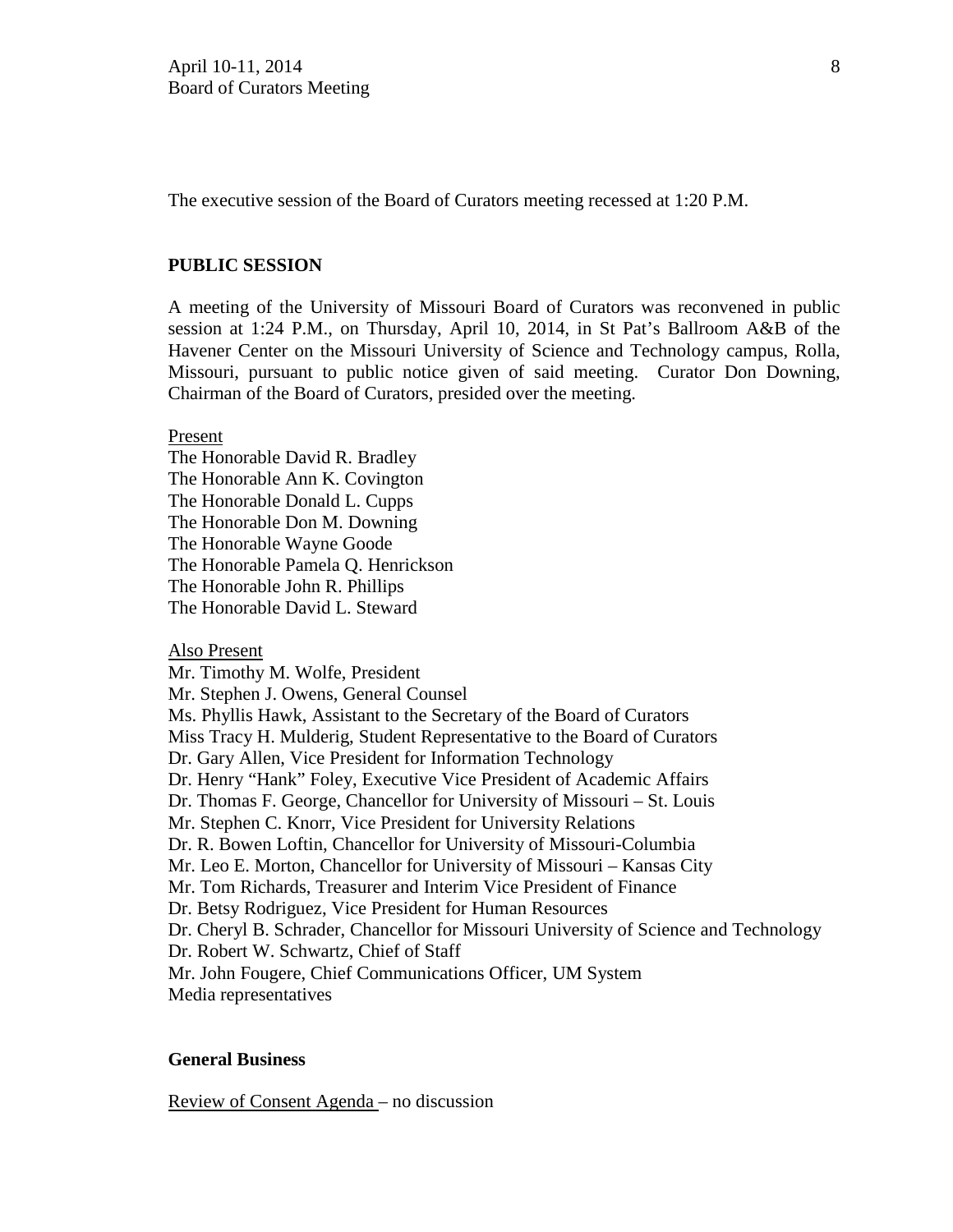The executive session of the Board of Curators meeting recessed at 1:20 P.M.

**PUBLIC SESSION**

A meeting of the University of Missouri Board of Curators was reconvened in public session at 1:24 P.M., on Thursday, April 10, 2014, in St Pat's Ballroom A&B of the Havener Center on the Missouri University of Science and Technology campus, Rolla, Missouri, pursuant to public notice given of said meeting. Curator Don Downing, Chairman of the Board of Curators, presided over the meeting.

Present
The Honorable David R. Bradley
The Honorable Ann K. Covington
The Honorable Donald L. Cupps
The Honorable Don M. Downing
The Honorable Wayne Goode
The Honorable Pamela Q. Henrickson
The Honorable John R. Phillips
The Honorable David L. Steward

Also Present
Mr. Timothy M. Wolfe, President
Mr. Stephen J. Owens, General Counsel
Ms. Phyllis Hawk, Assistant to the Secretary of the Board of Curators
Miss Tracy H. Mulderig, Student Representative to the Board of Curators
Dr. Gary Allen, Vice President for Information Technology
Dr. Henry "Hank" Foley, Executive Vice President of Academic Affairs
Dr. Thomas F. George, Chancellor for University of Missouri – St. Louis
Mr. Stephen C. Knorr, Vice President for University Relations
Dr. R. Bowen Loftin, Chancellor for University of Missouri-Columbia
Mr. Leo E. Morton, Chancellor for University of Missouri – Kansas City
Mr. Tom Richards, Treasurer and Interim Vice President of Finance
Dr. Betsy Rodriguez, Vice President for Human Resources
Dr. Cheryl B. Schrader, Chancellor for Missouri University of Science and Technology
Dr. Robert W. Schwartz, Chief of Staff
Mr. John Fougere, Chief Communications Officer, UM System
Media representatives

**General Business**

Review of Consent Agenda – no discussion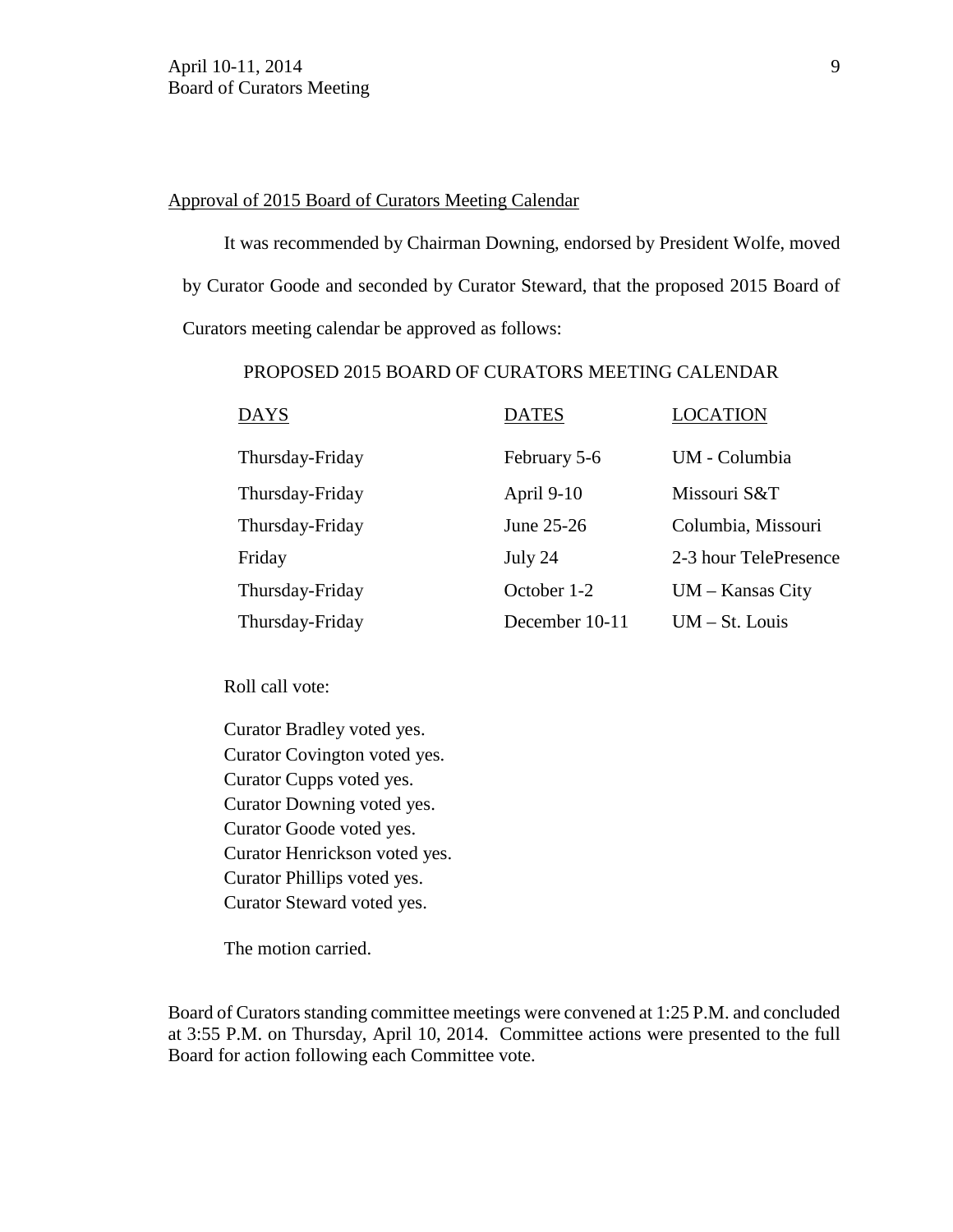Approval of 2015 Board of Curators Meeting Calendar

It was recommended by Chairman Downing, endorsed by President Wolfe, moved by Curator Goode and seconded by Curator Steward, that the proposed 2015 Board of Curators meeting calendar be approved as follows:

PROPOSED 2015 BOARD OF CURATORS MEETING CALENDAR

| DAYS | DATES | LOCATION |
|---|---|---|
| Thursday-Friday | February 5-6 | UM - Columbia |
| Thursday-Friday | April 9-10 | Missouri S&T |
| Thursday-Friday | June 25-26 | Columbia, Missouri |
| Friday | July 24 | 2-3 hour TelePresence |
| Thursday-Friday | October 1-2 | UM – Kansas City |
| Thursday-Friday | December 10-11 | UM – St. Louis |

Roll call vote:

Curator Bradley voted yes.
Curator Covington voted yes.
Curator Cupps voted yes.
Curator Downing voted yes.
Curator Goode voted yes.
Curator Henrickson voted yes.
Curator Phillips voted yes.
Curator Steward voted yes.

The motion carried.

Board of Curators standing committee meetings were convened at 1:25 P.M. and concluded at 3:55 P.M. on Thursday, April 10, 2014. Committee actions were presented to the full Board for action following each Committee vote.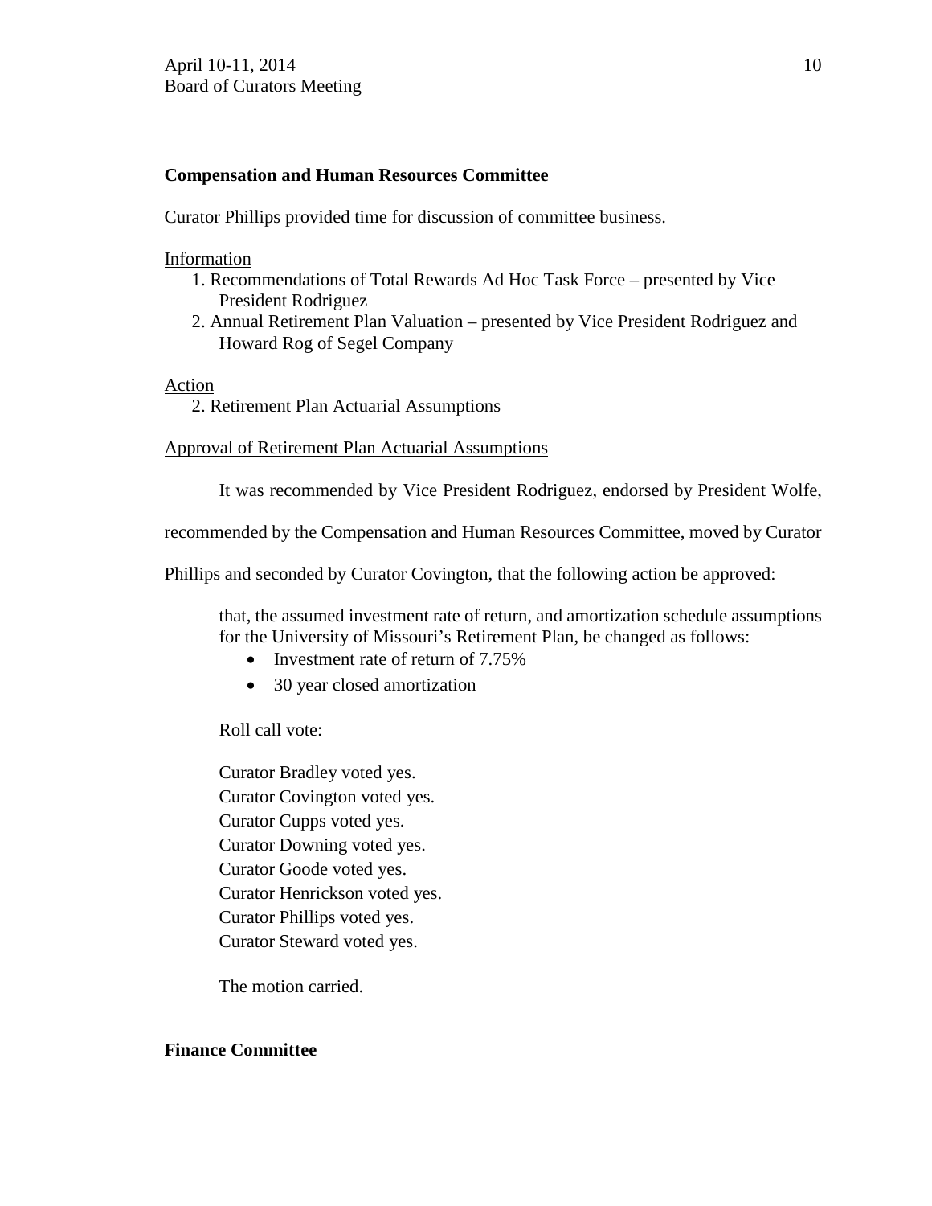**Compensation and Human Resources Committee**

Curator Phillips provided time for discussion of committee business.

Information

1. Recommendations of Total Rewards Ad Hoc Task Force – presented by Vice President Rodriguez
2. Annual Retirement Plan Valuation – presented by Vice President Rodriguez and Howard Rog of Segel Company

Action

2. Retirement Plan Actuarial Assumptions

Approval of Retirement Plan Actuarial Assumptions

It was recommended by Vice President Rodriguez, endorsed by President Wolfe, recommended by the Compensation and Human Resources Committee, moved by Curator Phillips and seconded by Curator Covington, that the following action be approved:

> that, the assumed investment rate of return, and amortization schedule assumptions for the University of Missouri's Retirement Plan, be changed as follows:
>
> - Investment rate of return of 7.75%
> - 30 year closed amortization

Roll call vote:

Curator Bradley voted yes.
Curator Covington voted yes.
Curator Cupps voted yes.
Curator Downing voted yes.
Curator Goode voted yes.
Curator Henrickson voted yes.
Curator Phillips voted yes.
Curator Steward voted yes.

The motion carried.

**Finance Committee**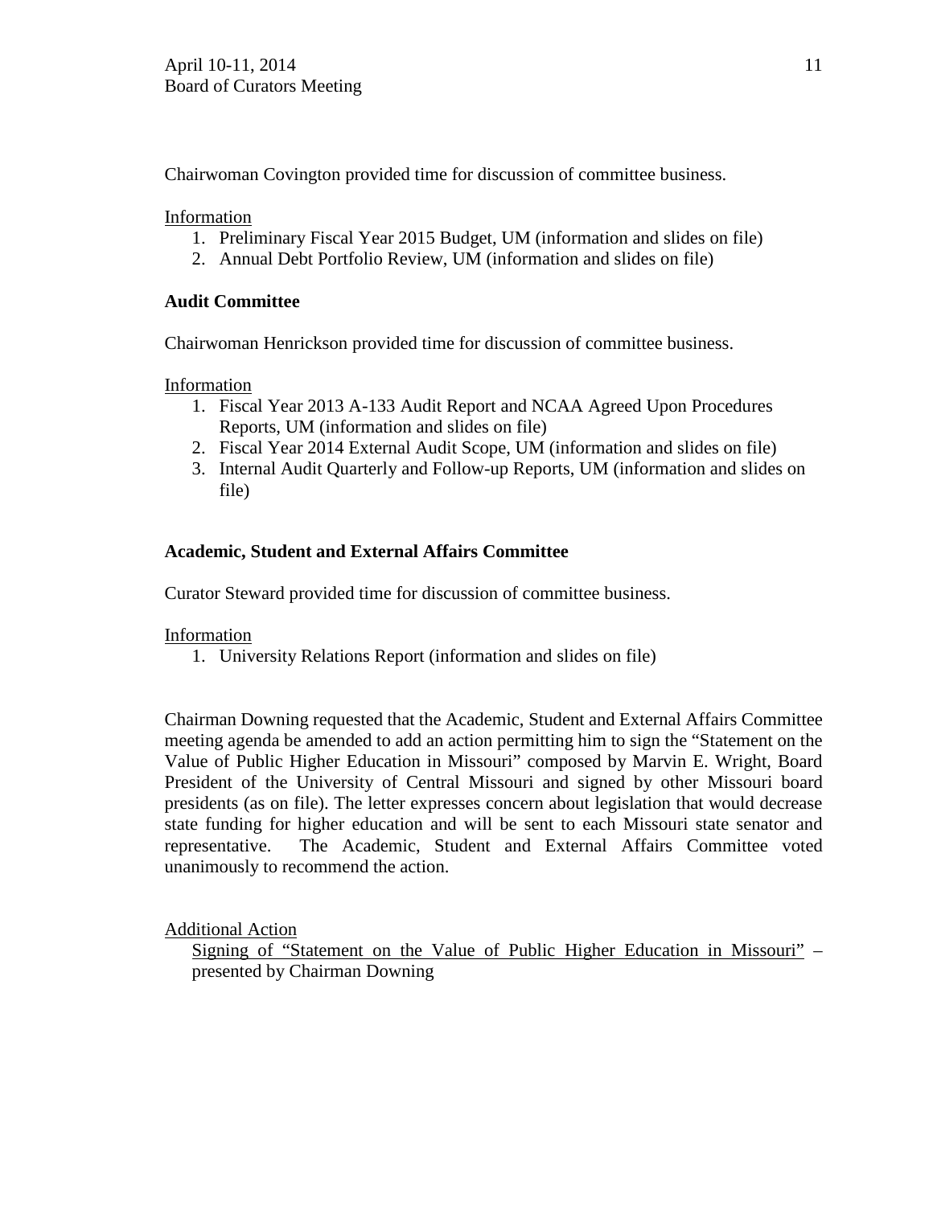Chairwoman Covington provided time for discussion of committee business.

Information

1. Preliminary Fiscal Year 2015 Budget, UM (information and slides on file)
2. Annual Debt Portfolio Review, UM (information and slides on file)

**Audit Committee**

Chairwoman Henrickson provided time for discussion of committee business.

Information

1. Fiscal Year 2013 A-133 Audit Report and NCAA Agreed Upon Procedures Reports, UM (information and slides on file)
2. Fiscal Year 2014 External Audit Scope, UM (information and slides on file)
3. Internal Audit Quarterly and Follow-up Reports, UM (information and slides on file)

**Academic, Student and External Affairs Committee**

Curator Steward provided time for discussion of committee business.

Information

1. University Relations Report (information and slides on file)

Chairman Downing requested that the Academic, Student and External Affairs Committee meeting agenda be amended to add an action permitting him to sign the "Statement on the Value of Public Higher Education in Missouri" composed by Marvin E. Wright, Board President of the University of Central Missouri and signed by other Missouri board presidents (as on file). The letter expresses concern about legislation that would decrease state funding for higher education and will be sent to each Missouri state senator and representative. The Academic, Student and External Affairs Committee voted unanimously to recommend the action.

Additional Action

Signing of "Statement on the Value of Public Higher Education in Missouri" – presented by Chairman Downing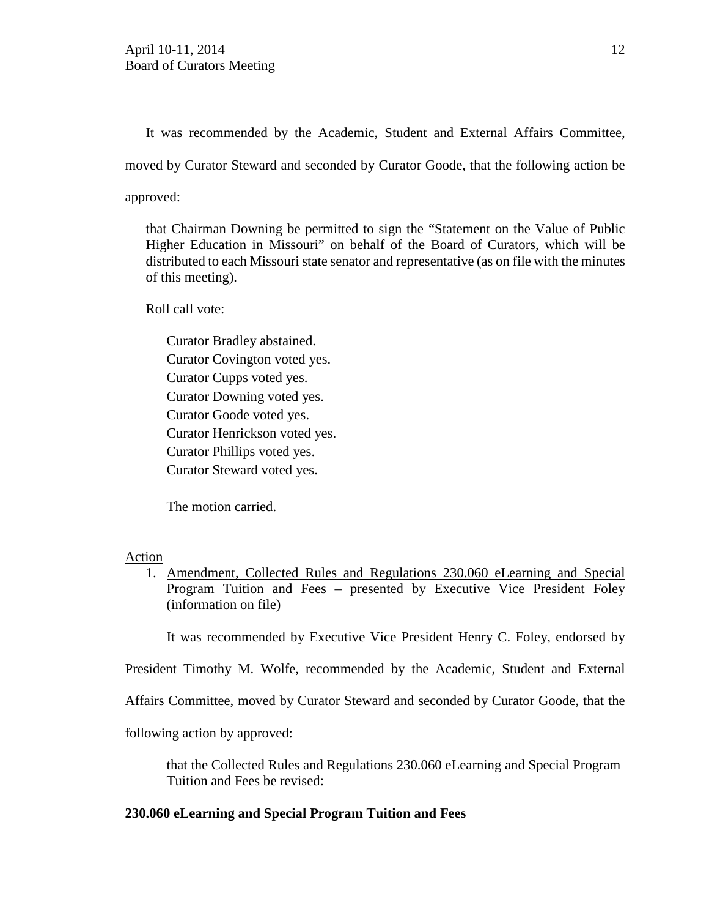It was recommended by the Academic, Student and External Affairs Committee, moved by Curator Steward and seconded by Curator Goode, that the following action be approved:

> that Chairman Downing be permitted to sign the "Statement on the Value of Public Higher Education in Missouri" on behalf of the Board of Curators, which will be distributed to each Missouri state senator and representative (as on file with the minutes of this meeting).

Roll call vote:

Curator Bradley abstained.
Curator Covington voted yes.
Curator Cupps voted yes.
Curator Downing voted yes.
Curator Goode voted yes.
Curator Henrickson voted yes.
Curator Phillips voted yes.
Curator Steward voted yes.

The motion carried.

Action

1. Amendment, Collected Rules and Regulations 230.060 eLearning and Special Program Tuition and Fees – presented by Executive Vice President Foley (information on file)

It was recommended by Executive Vice President Henry C. Foley, endorsed by President Timothy M. Wolfe, recommended by the Academic, Student and External Affairs Committee, moved by Curator Steward and seconded by Curator Goode, that the following action by approved:

> that the Collected Rules and Regulations 230.060 eLearning and Special Program Tuition and Fees be revised:

**230.060 eLearning and Special Program Tuition and Fees**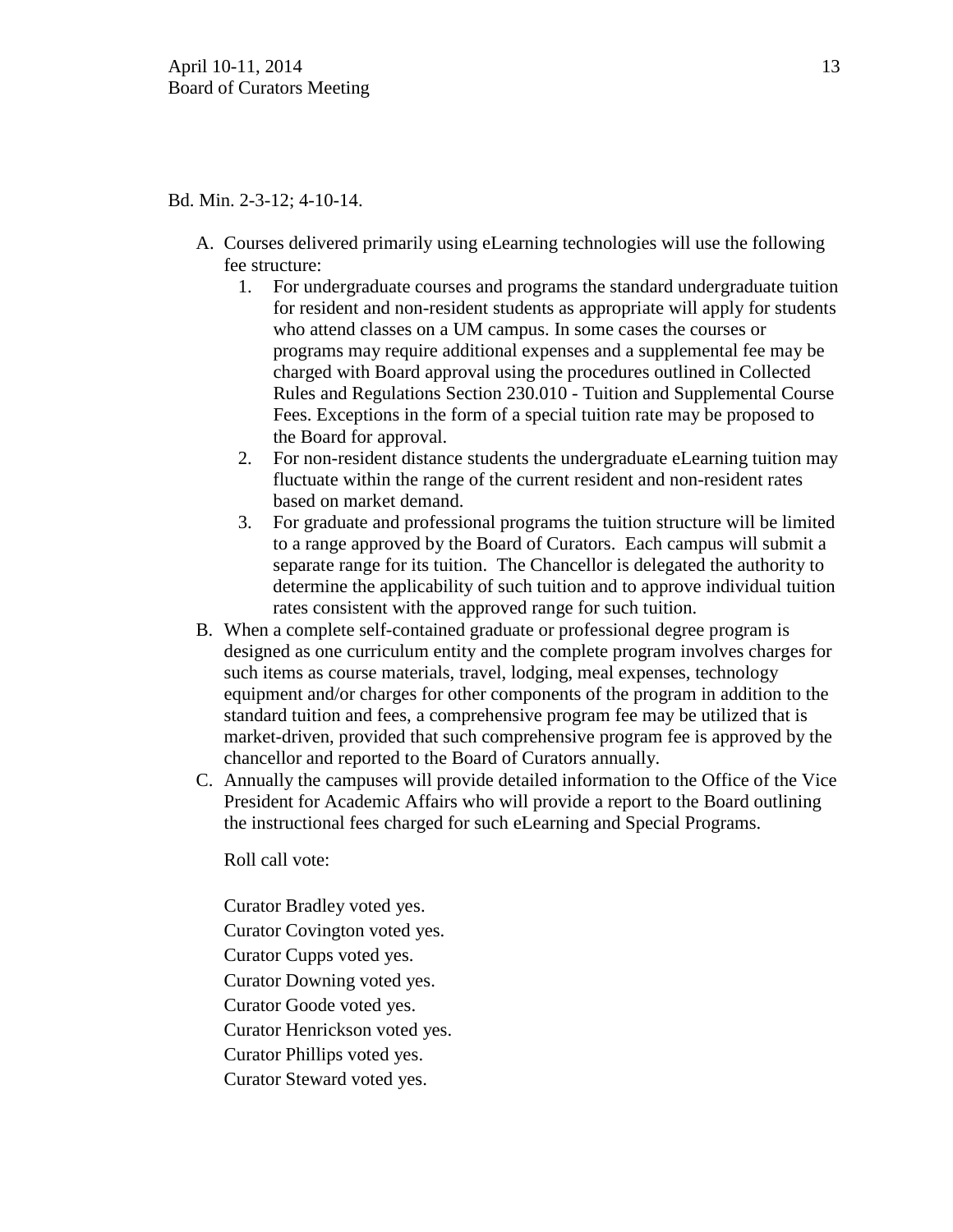Bd. Min. 2-3-12; 4-10-14.

A. Courses delivered primarily using eLearning technologies will use the following fee structure:
   1. For undergraduate courses and programs the standard undergraduate tuition for resident and non-resident students as appropriate will apply for students who attend classes on a UM campus. In some cases the courses or programs may require additional expenses and a supplemental fee may be charged with Board approval using the procedures outlined in Collected Rules and Regulations Section 230.010 - Tuition and Supplemental Course Fees. Exceptions in the form of a special tuition rate may be proposed to the Board for approval.
   2. For non-resident distance students the undergraduate eLearning tuition may fluctuate within the range of the current resident and non-resident rates based on market demand.
   3. For graduate and professional programs the tuition structure will be limited to a range approved by the Board of Curators. Each campus will submit a separate range for its tuition. The Chancellor is delegated the authority to determine the applicability of such tuition and to approve individual tuition rates consistent with the approved range for such tuition.

B. When a complete self-contained graduate or professional degree program is designed as one curriculum entity and the complete program involves charges for such items as course materials, travel, lodging, meal expenses, technology equipment and/or charges for other components of the program in addition to the standard tuition and fees, a comprehensive program fee may be utilized that is market-driven, provided that such comprehensive program fee is approved by the chancellor and reported to the Board of Curators annually.

C. Annually the campuses will provide detailed information to the Office of the Vice President for Academic Affairs who will provide a report to the Board outlining the instructional fees charged for such eLearning and Special Programs.

Roll call vote:

Curator Bradley voted yes.
Curator Covington voted yes.
Curator Cupps voted yes.
Curator Downing voted yes.
Curator Goode voted yes.
Curator Henrickson voted yes.
Curator Phillips voted yes.
Curator Steward voted yes.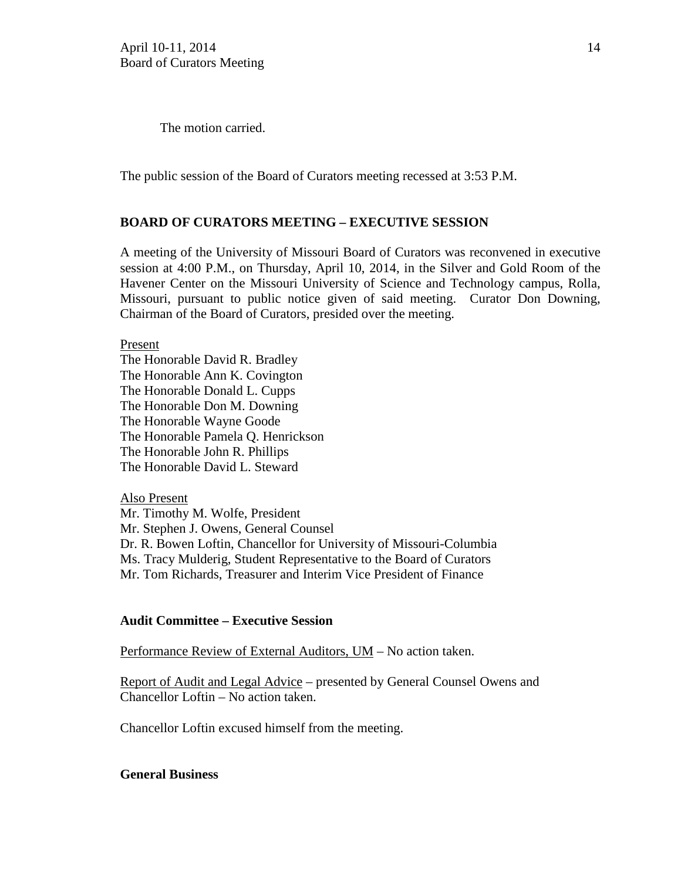The motion carried.

The public session of the Board of Curators meeting recessed at 3:53 P.M.

## BOARD OF CURATORS MEETING – EXECUTIVE SESSION

A meeting of the University of Missouri Board of Curators was reconvened in executive session at 4:00 P.M., on Thursday, April 10, 2014, in the Silver and Gold Room of the Havener Center on the Missouri University of Science and Technology campus, Rolla, Missouri, pursuant to public notice given of said meeting. Curator Don Downing, Chairman of the Board of Curators, presided over the meeting.

Present
The Honorable David R. Bradley
The Honorable Ann K. Covington
The Honorable Donald L. Cupps
The Honorable Don M. Downing
The Honorable Wayne Goode
The Honorable Pamela Q. Henrickson
The Honorable John R. Phillips
The Honorable David L. Steward

Also Present
Mr. Timothy M. Wolfe, President
Mr. Stephen J. Owens, General Counsel
Dr. R. Bowen Loftin, Chancellor for University of Missouri-Columbia
Ms. Tracy Mulderig, Student Representative to the Board of Curators
Mr. Tom Richards, Treasurer and Interim Vice President of Finance

### Audit Committee – Executive Session

Performance Review of External Auditors, UM – No action taken.

Report of Audit and Legal Advice – presented by General Counsel Owens and Chancellor Loftin – No action taken.

Chancellor Loftin excused himself from the meeting.

### General Business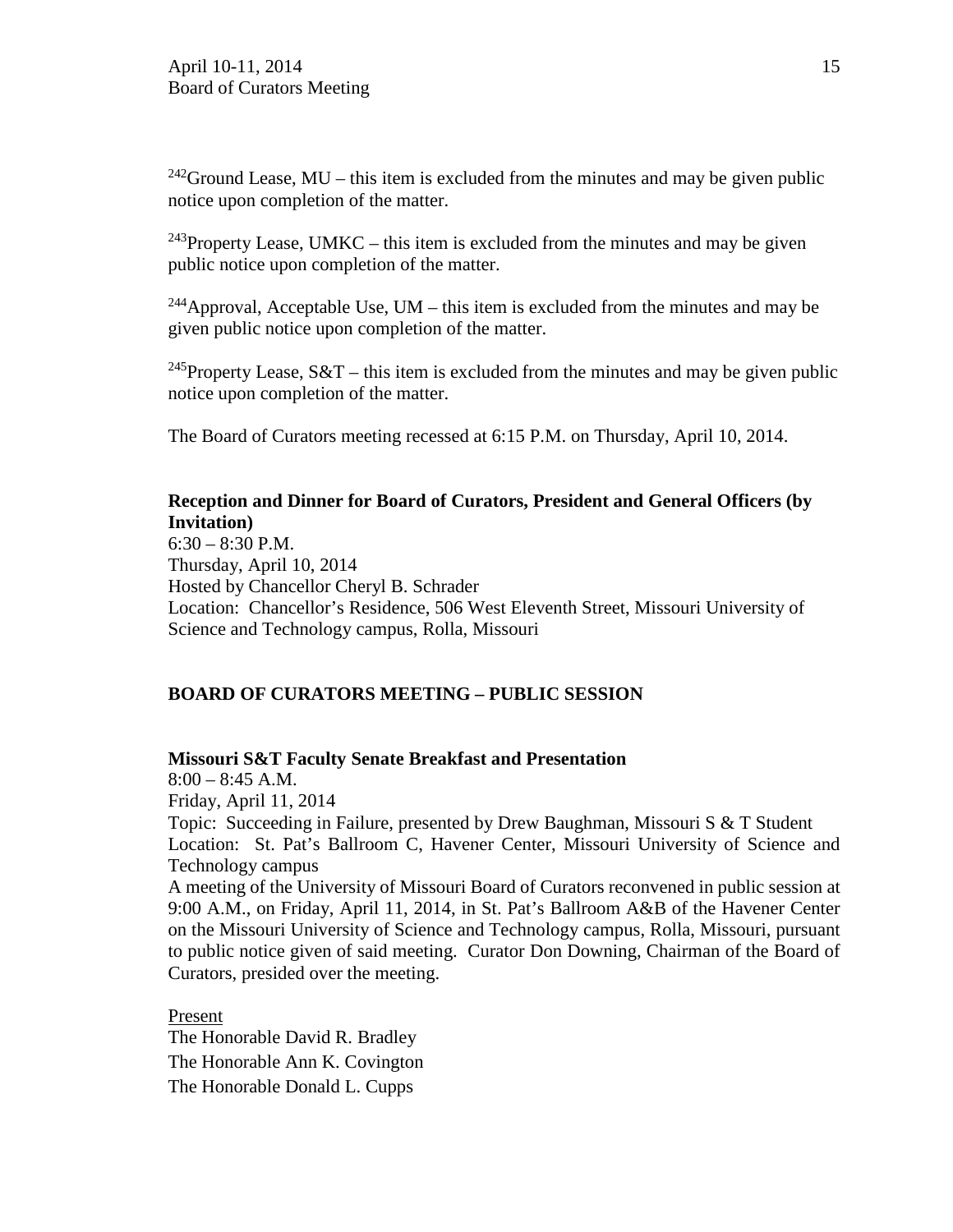[242]Ground Lease, MU – this item is excluded from the minutes and may be given public notice upon completion of the matter.

[243]Property Lease, UMKC – this item is excluded from the minutes and may be given public notice upon completion of the matter.

[244]Approval, Acceptable Use, UM – this item is excluded from the minutes and may be given public notice upon completion of the matter.

[245]Property Lease, S&T – this item is excluded from the minutes and may be given public notice upon completion of the matter.

The Board of Curators meeting recessed at 6:15 P.M. on Thursday, April 10, 2014.

**Reception and Dinner for Board of Curators, President and General Officers (by Invitation)**
6:30 – 8:30 P.M.
Thursday, April 10, 2014
Hosted by Chancellor Cheryl B. Schrader
Location: Chancellor's Residence, 506 West Eleventh Street, Missouri University of Science and Technology campus, Rolla, Missouri

## BOARD OF CURATORS MEETING – PUBLIC SESSION

**Missouri S&T Faculty Senate Breakfast and Presentation**
8:00 – 8:45 A.M.
Friday, April 11, 2014
Topic: Succeeding in Failure, presented by Drew Baughman, Missouri S & T Student
Location: St. Pat's Ballroom C, Havener Center, Missouri University of Science and Technology campus
A meeting of the University of Missouri Board of Curators reconvened in public session at 9:00 A.M., on Friday, April 11, 2014, in St. Pat's Ballroom A&B of the Havener Center on the Missouri University of Science and Technology campus, Rolla, Missouri, pursuant to public notice given of said meeting. Curator Don Downing, Chairman of the Board of Curators, presided over the meeting.

Present
The Honorable David R. Bradley
The Honorable Ann K. Covington
The Honorable Donald L. Cupps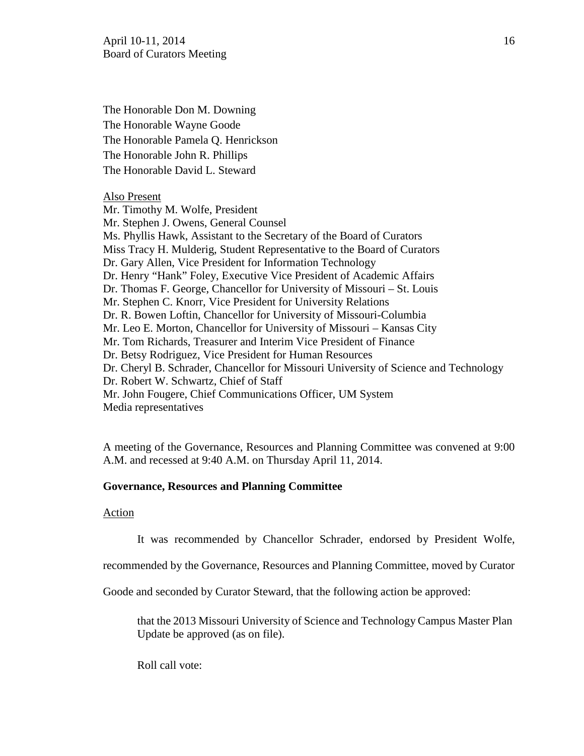The Honorable Don M. Downing
The Honorable Wayne Goode
The Honorable Pamela Q. Henrickson
The Honorable John R. Phillips
The Honorable David L. Steward

Also Present
Mr. Timothy M. Wolfe, President
Mr. Stephen J. Owens, General Counsel
Ms. Phyllis Hawk, Assistant to the Secretary of the Board of Curators
Miss Tracy H. Mulderig, Student Representative to the Board of Curators
Dr. Gary Allen, Vice President for Information Technology
Dr. Henry "Hank" Foley, Executive Vice President of Academic Affairs
Dr. Thomas F. George, Chancellor for University of Missouri – St. Louis
Mr. Stephen C. Knorr, Vice President for University Relations
Dr. R. Bowen Loftin, Chancellor for University of Missouri-Columbia
Mr. Leo E. Morton, Chancellor for University of Missouri – Kansas City
Mr. Tom Richards, Treasurer and Interim Vice President of Finance
Dr. Betsy Rodriguez, Vice President for Human Resources
Dr. Cheryl B. Schrader, Chancellor for Missouri University of Science and Technology
Dr. Robert W. Schwartz, Chief of Staff
Mr. John Fougere, Chief Communications Officer, UM System
Media representatives

A meeting of the Governance, Resources and Planning Committee was convened at 9:00 A.M. and recessed at 9:40 A.M. on Thursday April 11, 2014.

**Governance, Resources and Planning Committee**

Action

It was recommended by Chancellor Schrader, endorsed by President Wolfe, recommended by the Governance, Resources and Planning Committee, moved by Curator Goode and seconded by Curator Steward, that the following action be approved:

> that the 2013 Missouri University of Science and Technology Campus Master Plan Update be approved (as on file).
>
> Roll call vote: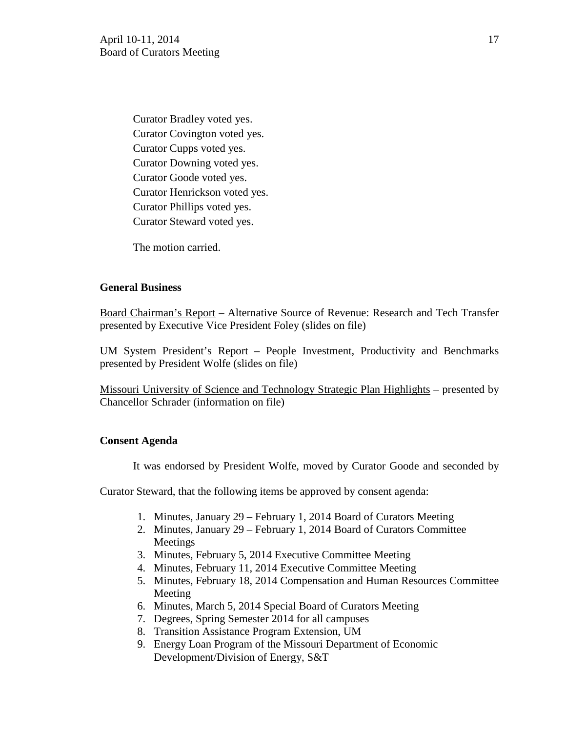Curator Bradley voted yes.
Curator Covington voted yes.
Curator Cupps voted yes.
Curator Downing voted yes.
Curator Goode voted yes.
Curator Henrickson voted yes.
Curator Phillips voted yes.
Curator Steward voted yes.

The motion carried.

**General Business**

Board Chairman's Report – Alternative Source of Revenue: Research and Tech Transfer presented by Executive Vice President Foley (slides on file)

UM System President's Report – People Investment, Productivity and Benchmarks presented by President Wolfe (slides on file)

Missouri University of Science and Technology Strategic Plan Highlights – presented by Chancellor Schrader (information on file)

**Consent Agenda**

It was endorsed by President Wolfe, moved by Curator Goode and seconded by Curator Steward, that the following items be approved by consent agenda:

1. Minutes, January 29 – February 1, 2014 Board of Curators Meeting
2. Minutes, January 29 – February 1, 2014 Board of Curators Committee Meetings
3. Minutes, February 5, 2014 Executive Committee Meeting
4. Minutes, February 11, 2014 Executive Committee Meeting
5. Minutes, February 18, 2014 Compensation and Human Resources Committee Meeting
6. Minutes, March 5, 2014 Special Board of Curators Meeting
7. Degrees, Spring Semester 2014 for all campuses
8. Transition Assistance Program Extension, UM
9. Energy Loan Program of the Missouri Department of Economic Development/Division of Energy, S&T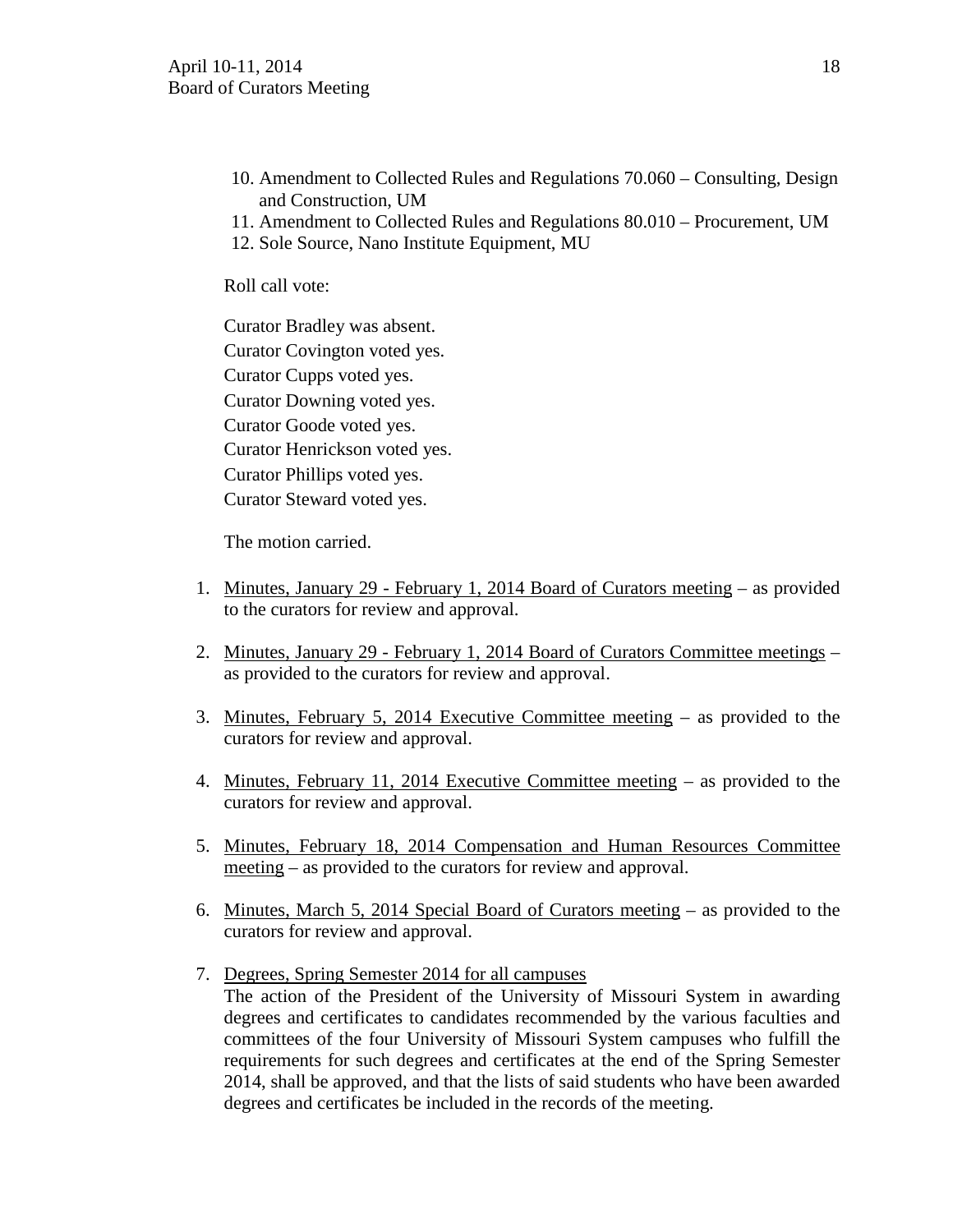10. Amendment to Collected Rules and Regulations 70.060 – Consulting, Design and Construction, UM
11. Amendment to Collected Rules and Regulations 80.010 – Procurement, UM
12. Sole Source, Nano Institute Equipment, MU

Roll call vote:

Curator Bradley was absent.
Curator Covington voted yes.
Curator Cupps voted yes.
Curator Downing voted yes.
Curator Goode voted yes.
Curator Henrickson voted yes.
Curator Phillips voted yes.
Curator Steward voted yes.

The motion carried.

1. <u>Minutes, January 29 - February 1, 2014 Board of Curators meeting</u> – as provided to the curators for review and approval.

2. <u>Minutes, January 29 - February 1, 2014 Board of Curators Committee meetings</u> – as provided to the curators for review and approval.

3. <u>Minutes, February 5, 2014 Executive Committee meeting</u> – as provided to the curators for review and approval.

4. <u>Minutes, February 11, 2014 Executive Committee meeting</u> – as provided to the curators for review and approval.

5. <u>Minutes, February 18, 2014 Compensation and Human Resources Committee meeting</u> – as provided to the curators for review and approval.

6. <u>Minutes, March 5, 2014 Special Board of Curators meeting</u> – as provided to the curators for review and approval.

7. <u>Degrees, Spring Semester 2014 for all campuses</u>
   The action of the President of the University of Missouri System in awarding degrees and certificates to candidates recommended by the various faculties and committees of the four University of Missouri System campuses who fulfill the requirements for such degrees and certificates at the end of the Spring Semester 2014, shall be approved, and that the lists of said students who have been awarded degrees and certificates be included in the records of the meeting.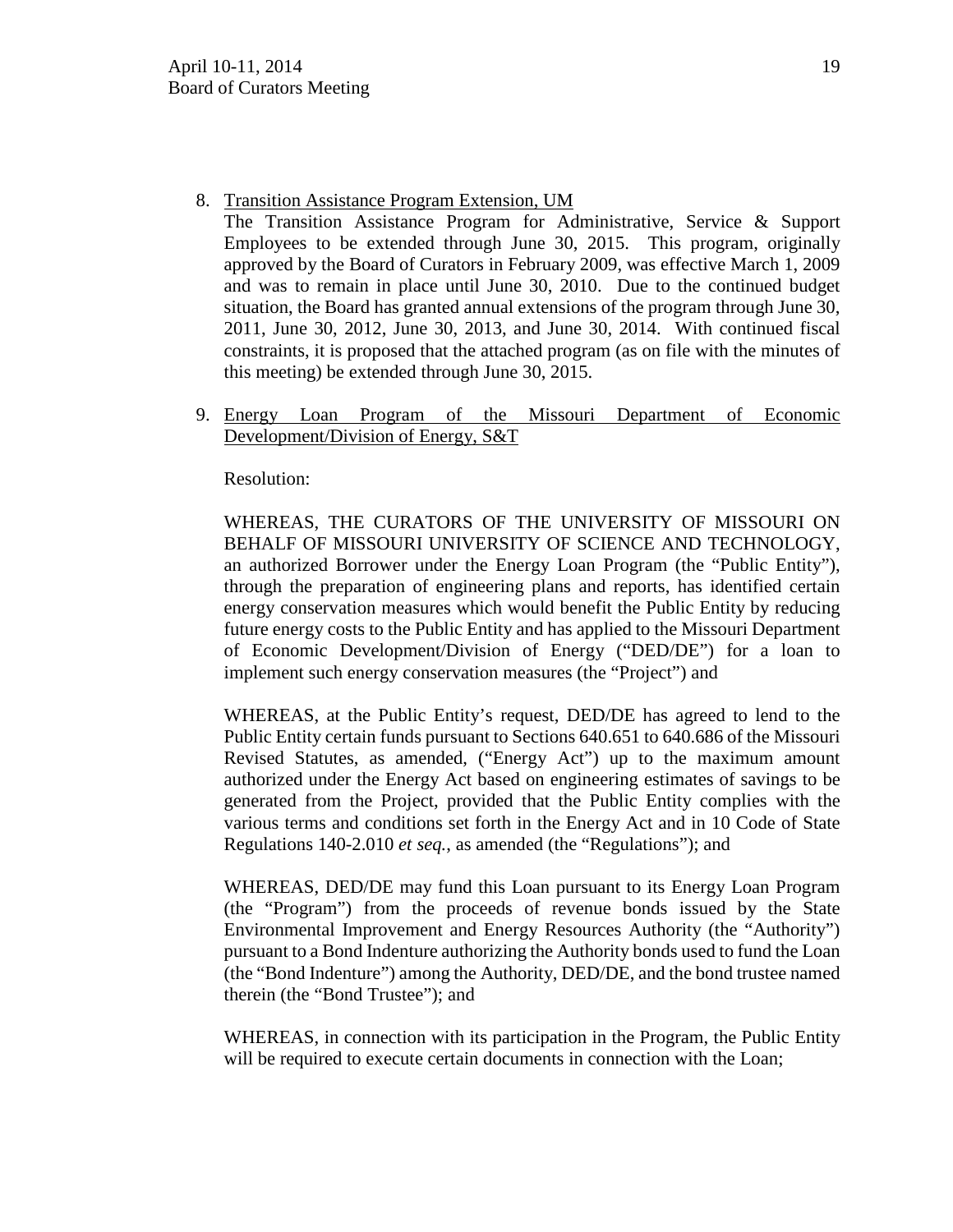8. Transition Assistance Program Extension, UM

   The Transition Assistance Program for Administrative, Service & Support Employees to be extended through June 30, 2015. This program, originally approved by the Board of Curators in February 2009, was effective March 1, 2009 and was to remain in place until June 30, 2010. Due to the continued budget situation, the Board has granted annual extensions of the program through June 30, 2011, June 30, 2012, June 30, 2013, and June 30, 2014. With continued fiscal constraints, it is proposed that the attached program (as on file with the minutes of this meeting) be extended through June 30, 2015.

9. Energy Loan Program of the Missouri Department of Economic Development/Division of Energy, S&T

   Resolution:

   WHEREAS, THE CURATORS OF THE UNIVERSITY OF MISSOURI ON BEHALF OF MISSOURI UNIVERSITY OF SCIENCE AND TECHNOLOGY, an authorized Borrower under the Energy Loan Program (the "Public Entity"), through the preparation of engineering plans and reports, has identified certain energy conservation measures which would benefit the Public Entity by reducing future energy costs to the Public Entity and has applied to the Missouri Department of Economic Development/Division of Energy ("DED/DE") for a loan to implement such energy conservation measures (the "Project") and

   WHEREAS, at the Public Entity's request, DED/DE has agreed to lend to the Public Entity certain funds pursuant to Sections 640.651 to 640.686 of the Missouri Revised Statutes, as amended, ("Energy Act") up to the maximum amount authorized under the Energy Act based on engineering estimates of savings to be generated from the Project, provided that the Public Entity complies with the various terms and conditions set forth in the Energy Act and in 10 Code of State Regulations 140-2.010 *et seq.*, as amended (the "Regulations"); and

   WHEREAS, DED/DE may fund this Loan pursuant to its Energy Loan Program (the "Program") from the proceeds of revenue bonds issued by the State Environmental Improvement and Energy Resources Authority (the "Authority") pursuant to a Bond Indenture authorizing the Authority bonds used to fund the Loan (the "Bond Indenture") among the Authority, DED/DE, and the bond trustee named therein (the "Bond Trustee"); and

   WHEREAS, in connection with its participation in the Program, the Public Entity will be required to execute certain documents in connection with the Loan;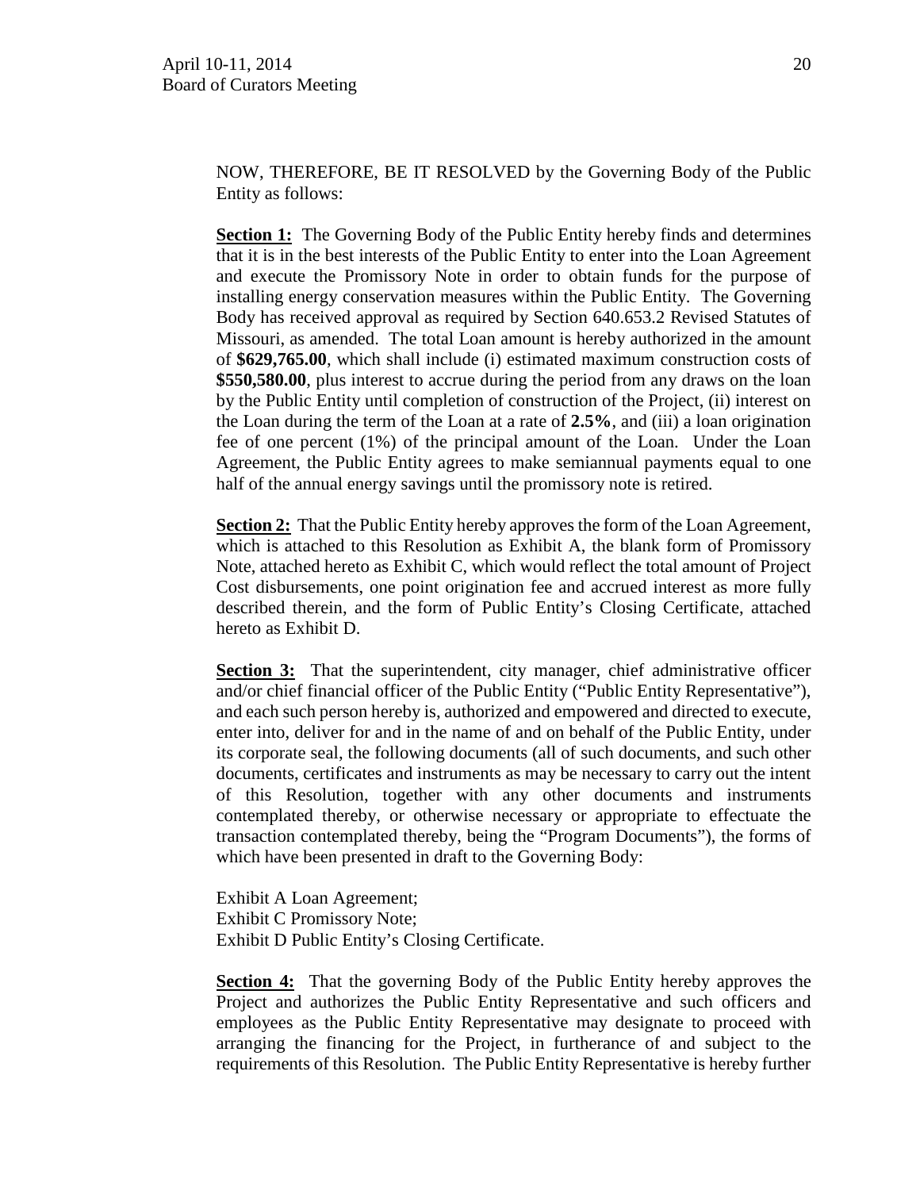NOW, THEREFORE, BE IT RESOLVED by the Governing Body of the Public Entity as follows:

**Section 1:** The Governing Body of the Public Entity hereby finds and determines that it is in the best interests of the Public Entity to enter into the Loan Agreement and execute the Promissory Note in order to obtain funds for the purpose of installing energy conservation measures within the Public Entity. The Governing Body has received approval as required by Section 640.653.2 Revised Statutes of Missouri, as amended. The total Loan amount is hereby authorized in the amount of **$629,765.00**, which shall include (i) estimated maximum construction costs of **$550,580.00**, plus interest to accrue during the period from any draws on the loan by the Public Entity until completion of construction of the Project, (ii) interest on the Loan during the term of the Loan at a rate of **2.5%**, and (iii) a loan origination fee of one percent (1%) of the principal amount of the Loan. Under the Loan Agreement, the Public Entity agrees to make semiannual payments equal to one half of the annual energy savings until the promissory note is retired.

**Section 2:** That the Public Entity hereby approves the form of the Loan Agreement, which is attached to this Resolution as Exhibit A, the blank form of Promissory Note, attached hereto as Exhibit C, which would reflect the total amount of Project Cost disbursements, one point origination fee and accrued interest as more fully described therein, and the form of Public Entity's Closing Certificate, attached hereto as Exhibit D.

**Section 3:** That the superintendent, city manager, chief administrative officer and/or chief financial officer of the Public Entity ("Public Entity Representative"), and each such person hereby is, authorized and empowered and directed to execute, enter into, deliver for and in the name of and on behalf of the Public Entity, under its corporate seal, the following documents (all of such documents, and such other documents, certificates and instruments as may be necessary to carry out the intent of this Resolution, together with any other documents and instruments contemplated thereby, or otherwise necessary or appropriate to effectuate the transaction contemplated thereby, being the "Program Documents"), the forms of which have been presented in draft to the Governing Body:

Exhibit A Loan Agreement;
Exhibit C Promissory Note;
Exhibit D Public Entity's Closing Certificate.

**Section 4:** That the governing Body of the Public Entity hereby approves the Project and authorizes the Public Entity Representative and such officers and employees as the Public Entity Representative may designate to proceed with arranging the financing for the Project, in furtherance of and subject to the requirements of this Resolution. The Public Entity Representative is hereby further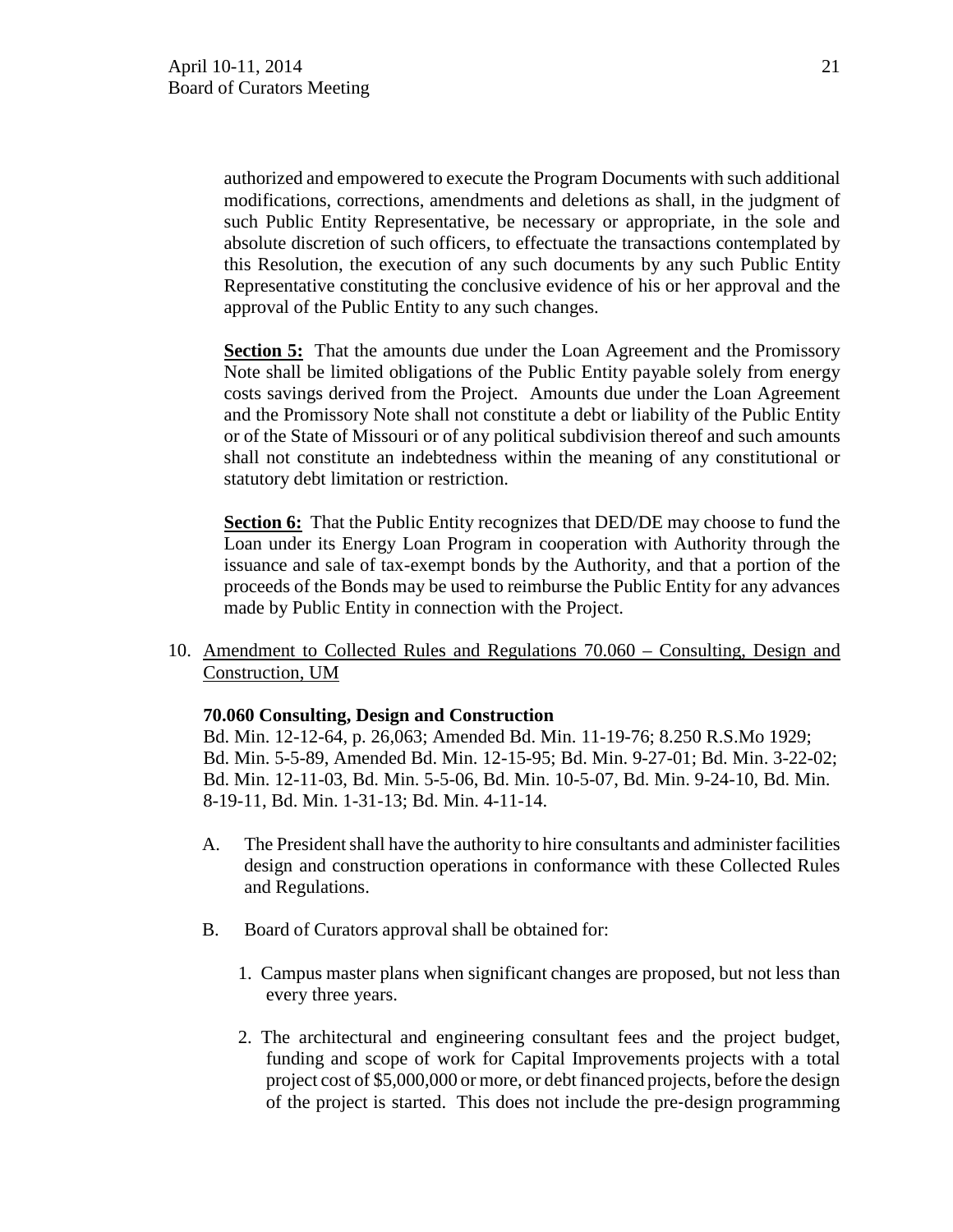authorized and empowered to execute the Program Documents with such additional modifications, corrections, amendments and deletions as shall, in the judgment of such Public Entity Representative, be necessary or appropriate, in the sole and absolute discretion of such officers, to effectuate the transactions contemplated by this Resolution, the execution of any such documents by any such Public Entity Representative constituting the conclusive evidence of his or her approval and the approval of the Public Entity to any such changes.

**Section 5:** That the amounts due under the Loan Agreement and the Promissory Note shall be limited obligations of the Public Entity payable solely from energy costs savings derived from the Project. Amounts due under the Loan Agreement and the Promissory Note shall not constitute a debt or liability of the Public Entity or of the State of Missouri or of any political subdivision thereof and such amounts shall not constitute an indebtedness within the meaning of any constitutional or statutory debt limitation or restriction.

**Section 6:** That the Public Entity recognizes that DED/DE may choose to fund the Loan under its Energy Loan Program in cooperation with Authority through the issuance and sale of tax-exempt bonds by the Authority, and that a portion of the proceeds of the Bonds may be used to reimburse the Public Entity for any advances made by Public Entity in connection with the Project.

10. Amendment to Collected Rules and Regulations 70.060 – Consulting, Design and Construction, UM

**70.060 Consulting, Design and Construction**

Bd. Min. 12-12-64, p. 26,063; Amended Bd. Min. 11-19-76; 8.250 R.S.Mo 1929; Bd. Min. 5-5-89, Amended Bd. Min. 12-15-95; Bd. Min. 9-27-01; Bd. Min. 3-22-02; Bd. Min. 12-11-03, Bd. Min. 5-5-06, Bd. Min. 10-5-07, Bd. Min. 9-24-10, Bd. Min. 8-19-11, Bd. Min. 1-31-13; Bd. Min. 4-11-14.

A. The President shall have the authority to hire consultants and administer facilities design and construction operations in conformance with these Collected Rules and Regulations.

B. Board of Curators approval shall be obtained for:

1. Campus master plans when significant changes are proposed, but not less than every three years.

2. The architectural and engineering consultant fees and the project budget, funding and scope of work for Capital Improvements projects with a total project cost of $5,000,000 or more, or debt financed projects, before the design of the project is started. This does not include the pre-design programming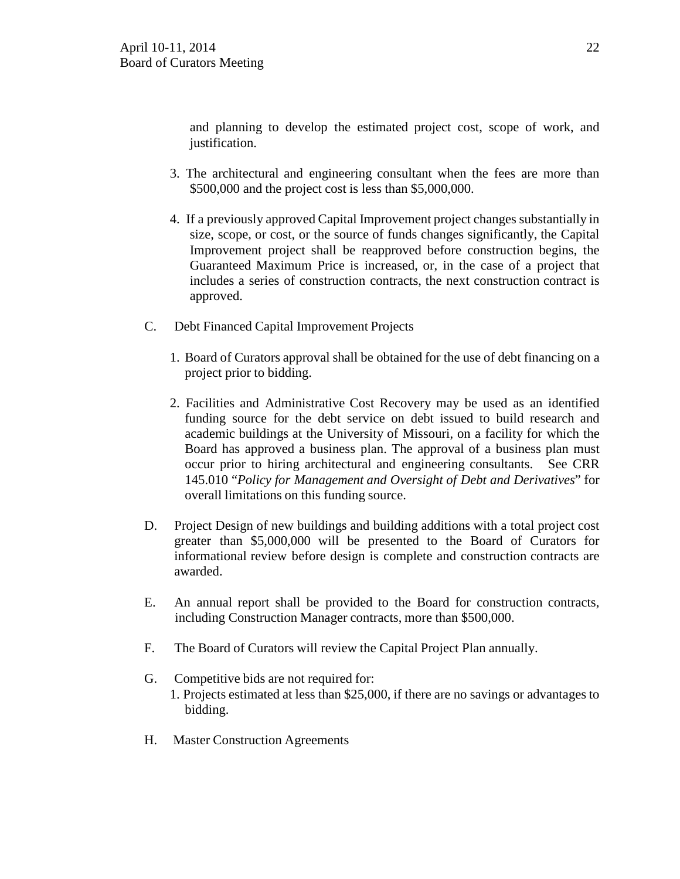and planning to develop the estimated project cost, scope of work, and justification.

3. The architectural and engineering consultant when the fees are more than $500,000 and the project cost is less than $5,000,000.

4. If a previously approved Capital Improvement project changes substantially in size, scope, or cost, or the source of funds changes significantly, the Capital Improvement project shall be reapproved before construction begins, the Guaranteed Maximum Price is increased, or, in the case of a project that includes a series of construction contracts, the next construction contract is approved.

C. Debt Financed Capital Improvement Projects

1. Board of Curators approval shall be obtained for the use of debt financing on a project prior to bidding.

2. Facilities and Administrative Cost Recovery may be used as an identified funding source for the debt service on debt issued to build research and academic buildings at the University of Missouri, on a facility for which the Board has approved a business plan. The approval of a business plan must occur prior to hiring architectural and engineering consultants. See CRR 145.010 "*Policy for Management and Oversight of Debt and Derivatives*" for overall limitations on this funding source.

D. Project Design of new buildings and building additions with a total project cost greater than $5,000,000 will be presented to the Board of Curators for informational review before design is complete and construction contracts are awarded.

E. An annual report shall be provided to the Board for construction contracts, including Construction Manager contracts, more than $500,000.

F. The Board of Curators will review the Capital Project Plan annually.

G. Competitive bids are not required for:

1. Projects estimated at less than $25,000, if there are no savings or advantages to bidding.

H. Master Construction Agreements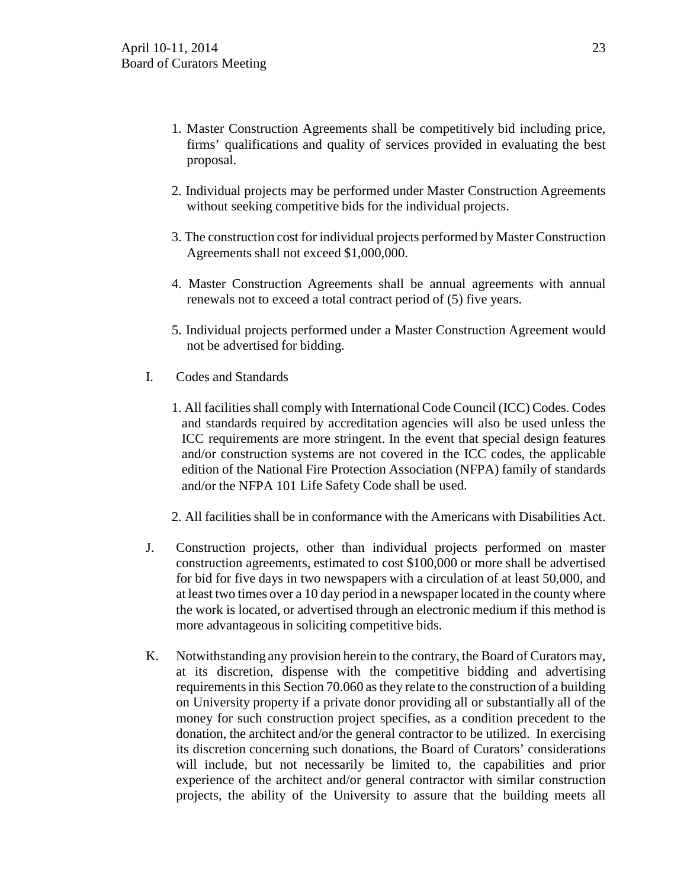1. Master Construction Agreements shall be competitively bid including price, firms' qualifications and quality of services provided in evaluating the best proposal.

2. Individual projects may be performed under Master Construction Agreements without seeking competitive bids for the individual projects.

3. The construction cost for individual projects performed by Master Construction Agreements shall not exceed $1,000,000.

4. Master Construction Agreements shall be annual agreements with annual renewals not to exceed a total contract period of (5) five years.

5. Individual projects performed under a Master Construction Agreement would not be advertised for bidding.

I. Codes and Standards

1. All facilities shall comply with International Code Council (ICC) Codes. Codes and standards required by accreditation agencies will also be used unless the ICC requirements are more stringent. In the event that special design features and/or construction systems are not covered in the ICC codes, the applicable edition of the National Fire Protection Association (NFPA) family of standards and/or the NFPA 101 Life Safety Code shall be used.

2. All facilities shall be in conformance with the Americans with Disabilities Act.

J. Construction projects, other than individual projects performed on master construction agreements, estimated to cost $100,000 or more shall be advertised for bid for five days in two newspapers with a circulation of at least 50,000, and at least two times over a 10 day period in a newspaper located in the county where the work is located, or advertised through an electronic medium if this method is more advantageous in soliciting competitive bids.

K. Notwithstanding any provision herein to the contrary, the Board of Curators may, at its discretion, dispense with the competitive bidding and advertising requirements in this Section 70.060 as they relate to the construction of a building on University property if a private donor providing all or substantially all of the money for such construction project specifies, as a condition precedent to the donation, the architect and/or the general contractor to be utilized. In exercising its discretion concerning such donations, the Board of Curators' considerations will include, but not necessarily be limited to, the capabilities and prior experience of the architect and/or general contractor with similar construction projects, the ability of the University to assure that the building meets all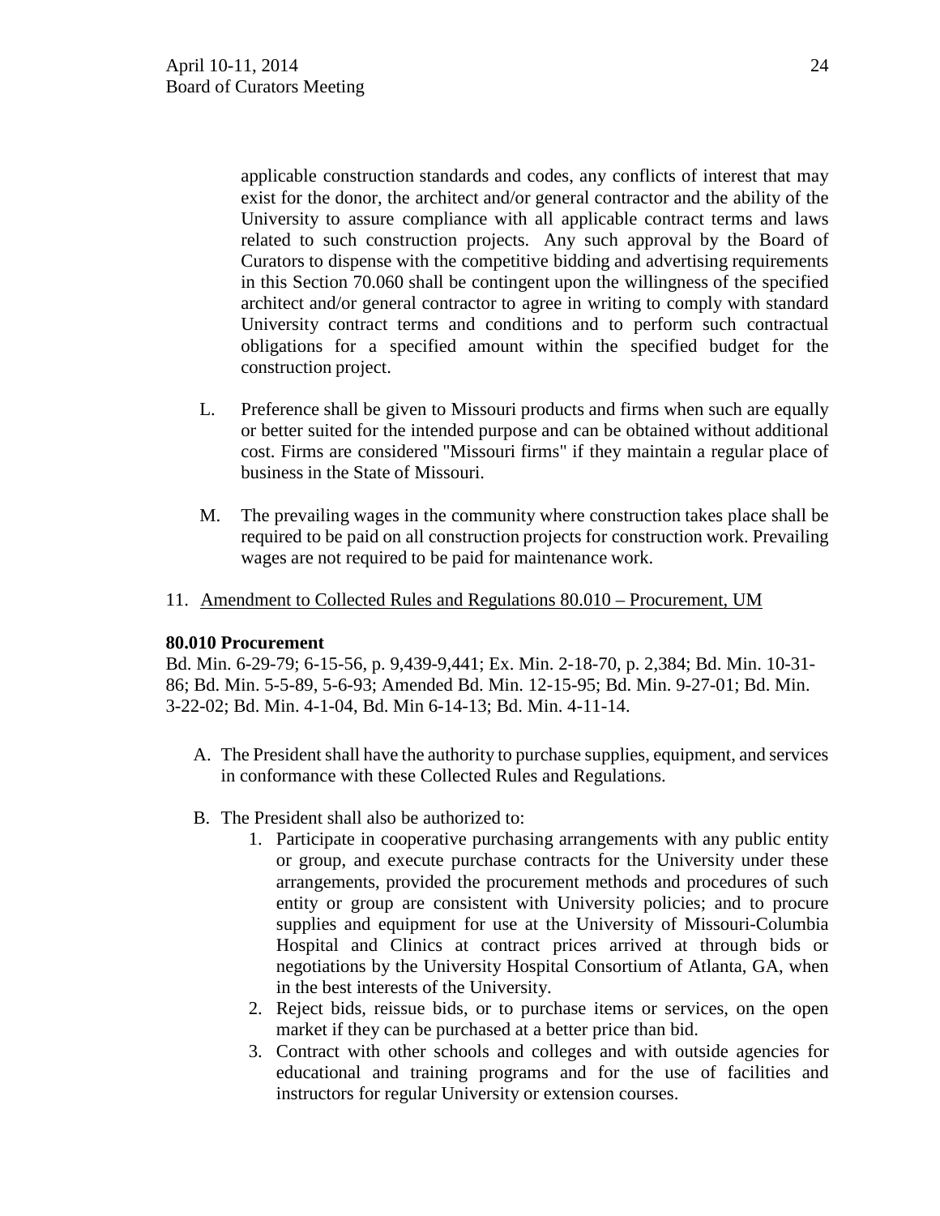applicable construction standards and codes, any conflicts of interest that may exist for the donor, the architect and/or general contractor and the ability of the University to assure compliance with all applicable contract terms and laws related to such construction projects. Any such approval by the Board of Curators to dispense with the competitive bidding and advertising requirements in this Section 70.060 shall be contingent upon the willingness of the specified architect and/or general contractor to agree in writing to comply with standard University contract terms and conditions and to perform such contractual obligations for a specified amount within the specified budget for the construction project.

L. Preference shall be given to Missouri products and firms when such are equally or better suited for the intended purpose and can be obtained without additional cost. Firms are considered "Missouri firms" if they maintain a regular place of business in the State of Missouri.

M. The prevailing wages in the community where construction takes place shall be required to be paid on all construction projects for construction work. Prevailing wages are not required to be paid for maintenance work.

11. Amendment to Collected Rules and Regulations 80.010 – Procurement, UM

**80.010 Procurement**

Bd. Min. 6-29-79; 6-15-56, p. 9,439-9,441; Ex. Min. 2-18-70, p. 2,384; Bd. Min. 10-31-86; Bd. Min. 5-5-89, 5-6-93; Amended Bd. Min. 12-15-95; Bd. Min. 9-27-01; Bd. Min. 3-22-02; Bd. Min. 4-1-04, Bd. Min 6-14-13; Bd. Min. 4-11-14.

A. The President shall have the authority to purchase supplies, equipment, and services in conformance with these Collected Rules and Regulations.

B. The President shall also be authorized to:
   1. Participate in cooperative purchasing arrangements with any public entity or group, and execute purchase contracts for the University under these arrangements, provided the procurement methods and procedures of such entity or group are consistent with University policies; and to procure supplies and equipment for use at the University of Missouri-Columbia Hospital and Clinics at contract prices arrived at through bids or negotiations by the University Hospital Consortium of Atlanta, GA, when in the best interests of the University.
   2. Reject bids, reissue bids, or to purchase items or services, on the open market if they can be purchased at a better price than bid.
   3. Contract with other schools and colleges and with outside agencies for educational and training programs and for the use of facilities and instructors for regular University or extension courses.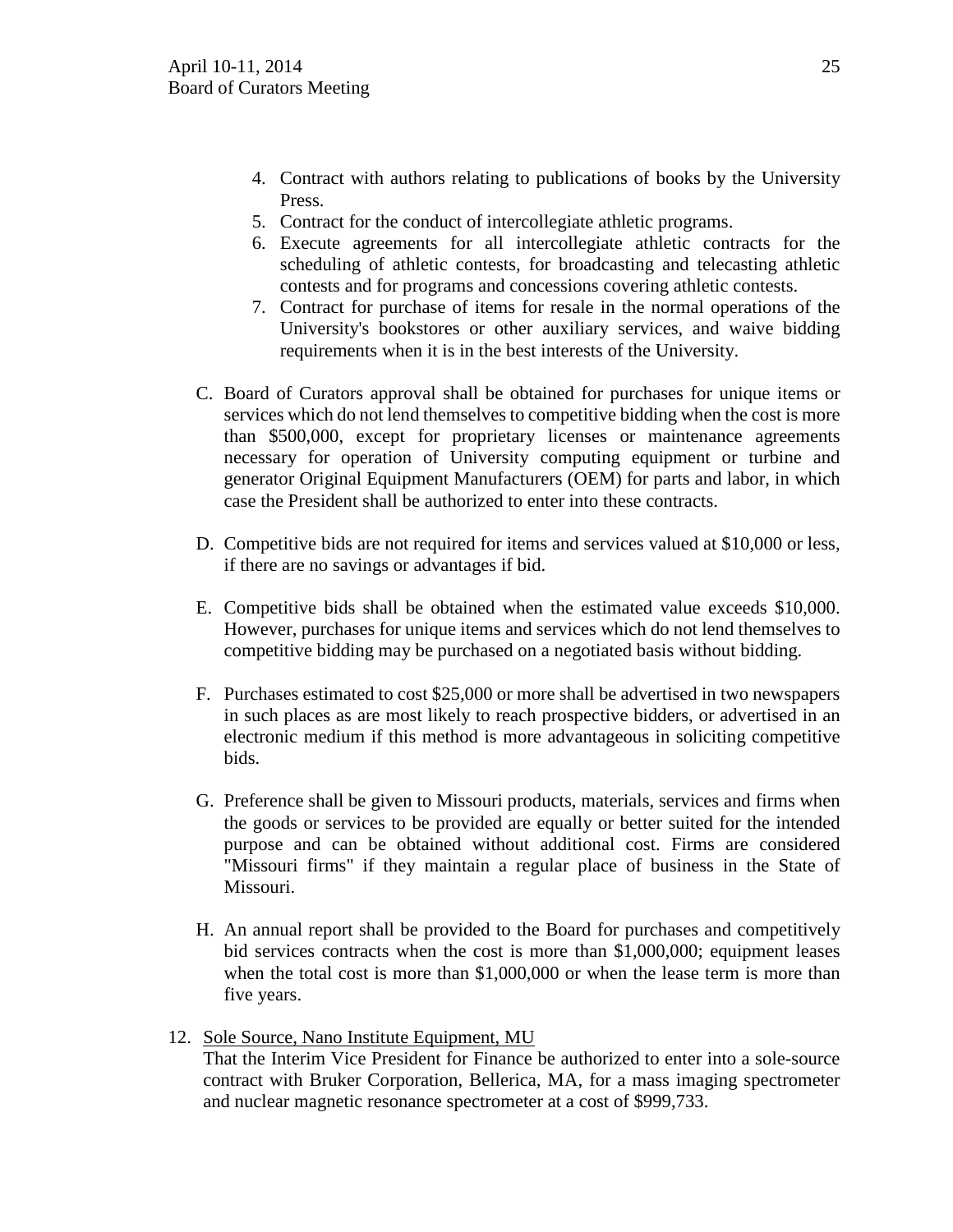4. Contract with authors relating to publications of books by the University Press.
5. Contract for the conduct of intercollegiate athletic programs.
6. Execute agreements for all intercollegiate athletic contracts for the scheduling of athletic contests, for broadcasting and telecasting athletic contests and for programs and concessions covering athletic contests.
7. Contract for purchase of items for resale in the normal operations of the University's bookstores or other auxiliary services, and waive bidding requirements when it is in the best interests of the University.

C. Board of Curators approval shall be obtained for purchases for unique items or services which do not lend themselves to competitive bidding when the cost is more than $500,000, except for proprietary licenses or maintenance agreements necessary for operation of University computing equipment or turbine and generator Original Equipment Manufacturers (OEM) for parts and labor, in which case the President shall be authorized to enter into these contracts.

D. Competitive bids are not required for items and services valued at $10,000 or less, if there are no savings or advantages if bid.

E. Competitive bids shall be obtained when the estimated value exceeds $10,000. However, purchases for unique items and services which do not lend themselves to competitive bidding may be purchased on a negotiated basis without bidding.

F. Purchases estimated to cost $25,000 or more shall be advertised in two newspapers in such places as are most likely to reach prospective bidders, or advertised in an electronic medium if this method is more advantageous in soliciting competitive bids.

G. Preference shall be given to Missouri products, materials, services and firms when the goods or services to be provided are equally or better suited for the intended purpose and can be obtained without additional cost. Firms are considered "Missouri firms" if they maintain a regular place of business in the State of Missouri.

H. An annual report shall be provided to the Board for purchases and competitively bid services contracts when the cost is more than $1,000,000; equipment leases when the total cost is more than $1,000,000 or when the lease term is more than five years.

12. Sole Source, Nano Institute Equipment, MU

That the Interim Vice President for Finance be authorized to enter into a sole-source contract with Bruker Corporation, Bellerica, MA, for a mass imaging spectrometer and nuclear magnetic resonance spectrometer at a cost of $999,733.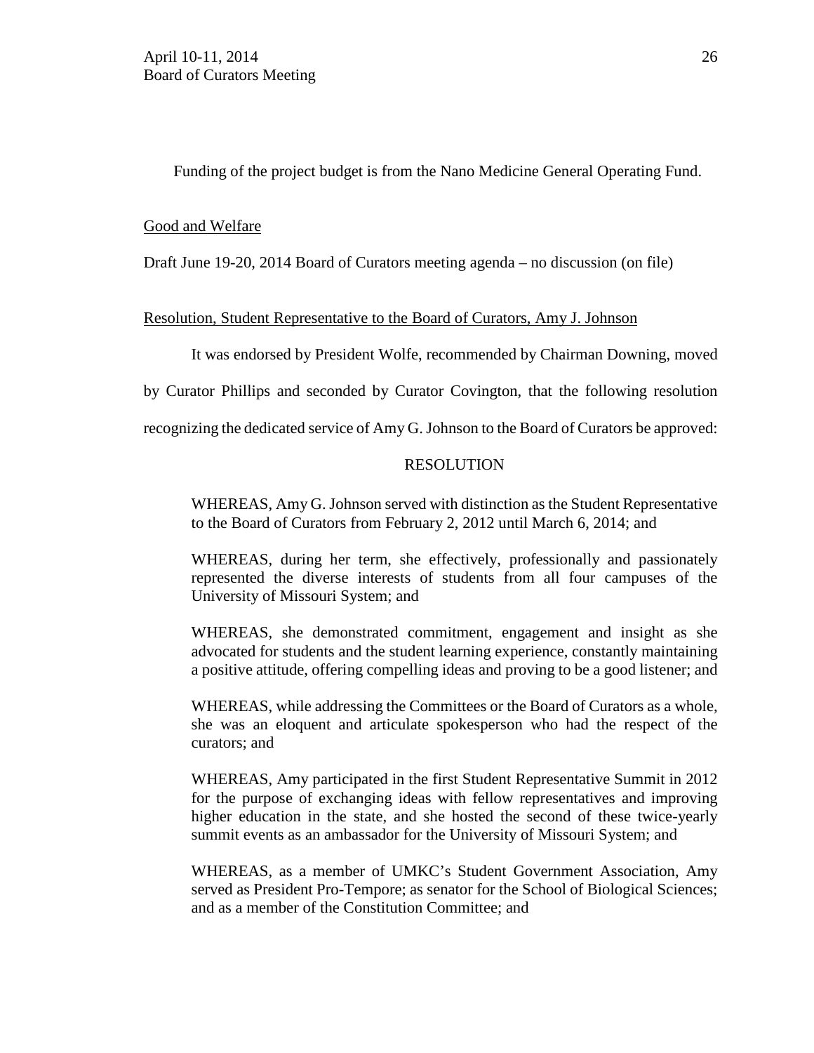Funding of the project budget is from the Nano Medicine General Operating Fund.

Good and Welfare

Draft June 19-20, 2014 Board of Curators meeting agenda – no discussion (on file)

Resolution, Student Representative to the Board of Curators, Amy J. Johnson

It was endorsed by President Wolfe, recommended by Chairman Downing, moved by Curator Phillips and seconded by Curator Covington, that the following resolution recognizing the dedicated service of Amy G. Johnson to the Board of Curators be approved:

RESOLUTION

> WHEREAS, Amy G. Johnson served with distinction as the Student Representative to the Board of Curators from February 2, 2012 until March 6, 2014; and
>
> WHEREAS, during her term, she effectively, professionally and passionately represented the diverse interests of students from all four campuses of the University of Missouri System; and
>
> WHEREAS, she demonstrated commitment, engagement and insight as she advocated for students and the student learning experience, constantly maintaining a positive attitude, offering compelling ideas and proving to be a good listener; and
>
> WHEREAS, while addressing the Committees or the Board of Curators as a whole, she was an eloquent and articulate spokesperson who had the respect of the curators; and
>
> WHEREAS, Amy participated in the first Student Representative Summit in 2012 for the purpose of exchanging ideas with fellow representatives and improving higher education in the state, and she hosted the second of these twice-yearly summit events as an ambassador for the University of Missouri System; and
>
> WHEREAS, as a member of UMKC's Student Government Association, Amy served as President Pro-Tempore; as senator for the School of Biological Sciences; and as a member of the Constitution Committee; and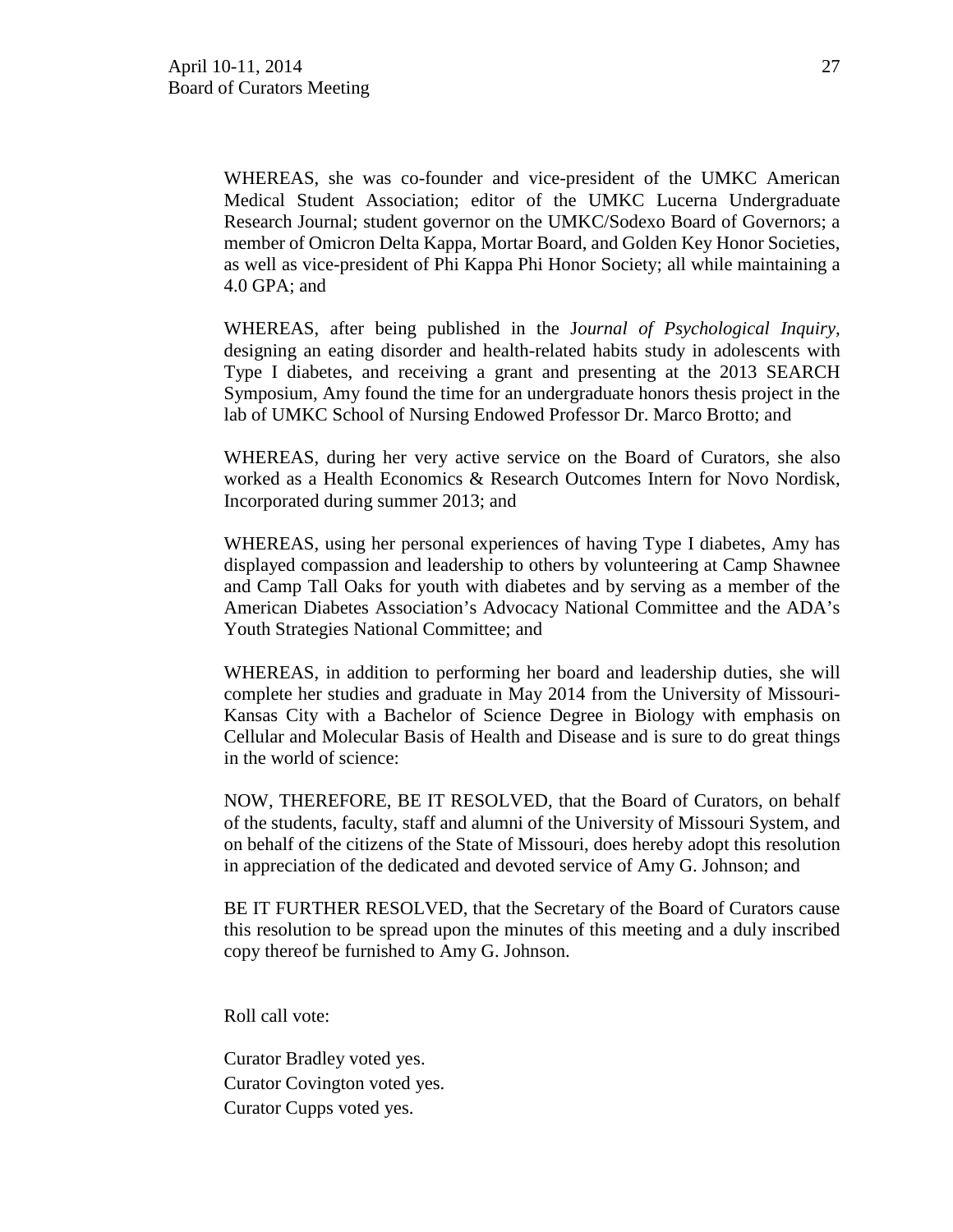WHEREAS, she was co-founder and vice-president of the UMKC American Medical Student Association; editor of the UMKC Lucerna Undergraduate Research Journal; student governor on the UMKC/Sodexo Board of Governors; a member of Omicron Delta Kappa, Mortar Board, and Golden Key Honor Societies, as well as vice-president of Phi Kappa Phi Honor Society; all while maintaining a 4.0 GPA; and

WHEREAS, after being published in the J*ournal of Psychological Inquiry*, designing an eating disorder and health-related habits study in adolescents with Type I diabetes, and receiving a grant and presenting at the 2013 SEARCH Symposium, Amy found the time for an undergraduate honors thesis project in the lab of UMKC School of Nursing Endowed Professor Dr. Marco Brotto; and

WHEREAS, during her very active service on the Board of Curators, she also worked as a Health Economics & Research Outcomes Intern for Novo Nordisk, Incorporated during summer 2013; and

WHEREAS, using her personal experiences of having Type I diabetes, Amy has displayed compassion and leadership to others by volunteering at Camp Shawnee and Camp Tall Oaks for youth with diabetes and by serving as a member of the American Diabetes Association's Advocacy National Committee and the ADA's Youth Strategies National Committee; and

WHEREAS, in addition to performing her board and leadership duties, she will complete her studies and graduate in May 2014 from the University of Missouri-Kansas City with a Bachelor of Science Degree in Biology with emphasis on Cellular and Molecular Basis of Health and Disease and is sure to do great things in the world of science:

NOW, THEREFORE, BE IT RESOLVED, that the Board of Curators, on behalf of the students, faculty, staff and alumni of the University of Missouri System, and on behalf of the citizens of the State of Missouri, does hereby adopt this resolution in appreciation of the dedicated and devoted service of Amy G. Johnson; and

BE IT FURTHER RESOLVED, that the Secretary of the Board of Curators cause this resolution to be spread upon the minutes of this meeting and a duly inscribed copy thereof be furnished to Amy G. Johnson.

Roll call vote:

Curator Bradley voted yes.
Curator Covington voted yes.
Curator Cupps voted yes.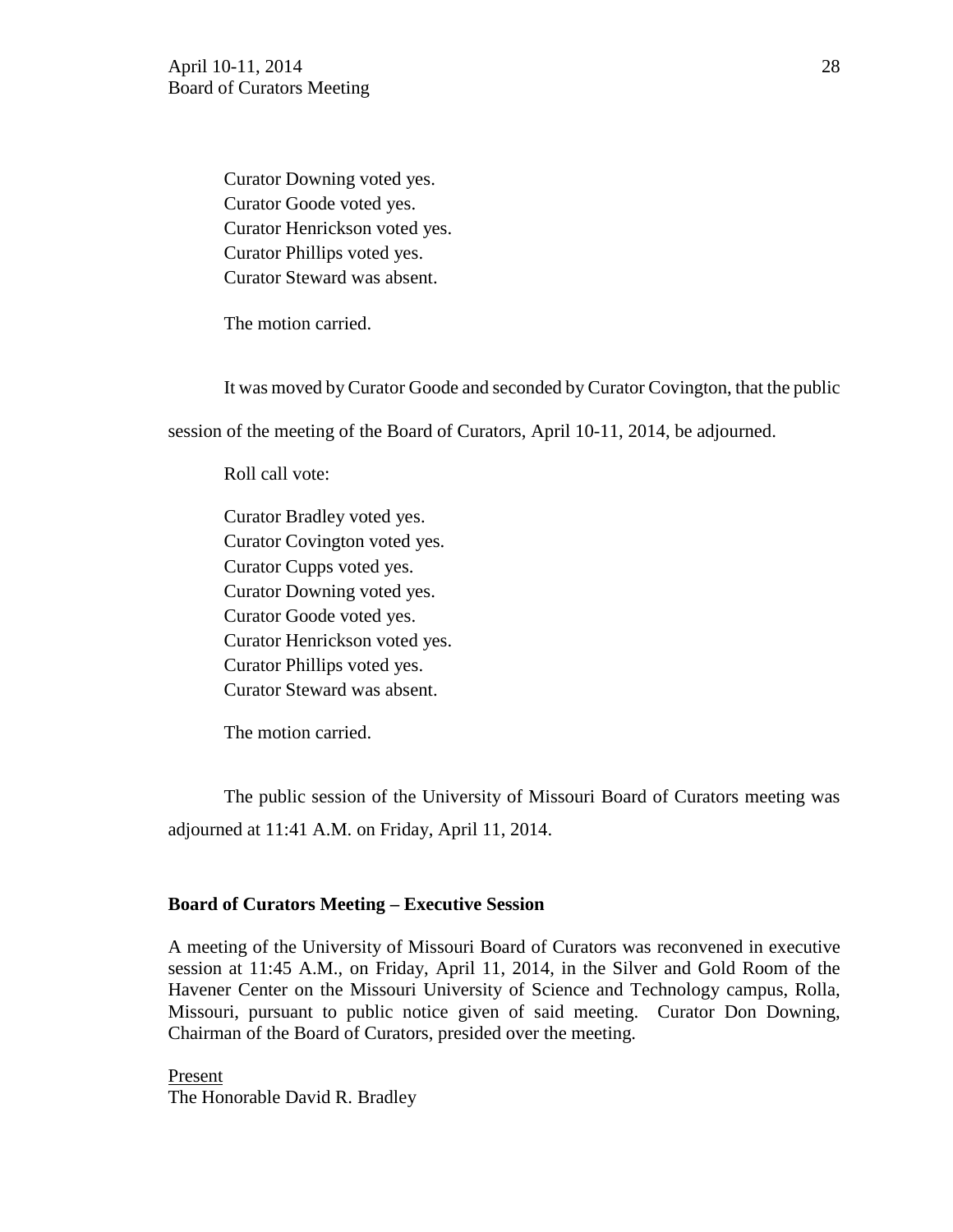Curator Downing voted yes.
Curator Goode voted yes.
Curator Henrickson voted yes.
Curator Phillips voted yes.
Curator Steward was absent.

The motion carried.

It was moved by Curator Goode and seconded by Curator Covington, that the public session of the meeting of the Board of Curators, April 10-11, 2014, be adjourned.

Roll call vote:

Curator Bradley voted yes.
Curator Covington voted yes.
Curator Cupps voted yes.
Curator Downing voted yes.
Curator Goode voted yes.
Curator Henrickson voted yes.
Curator Phillips voted yes.
Curator Steward was absent.

The motion carried.

The public session of the University of Missouri Board of Curators meeting was adjourned at 11:41 A.M. on Friday, April 11, 2014.

**Board of Curators Meeting – Executive Session**

A meeting of the University of Missouri Board of Curators was reconvened in executive session at 11:45 A.M., on Friday, April 11, 2014, in the Silver and Gold Room of the Havener Center on the Missouri University of Science and Technology campus, Rolla, Missouri, pursuant to public notice given of said meeting. Curator Don Downing, Chairman of the Board of Curators, presided over the meeting.

Present
The Honorable David R. Bradley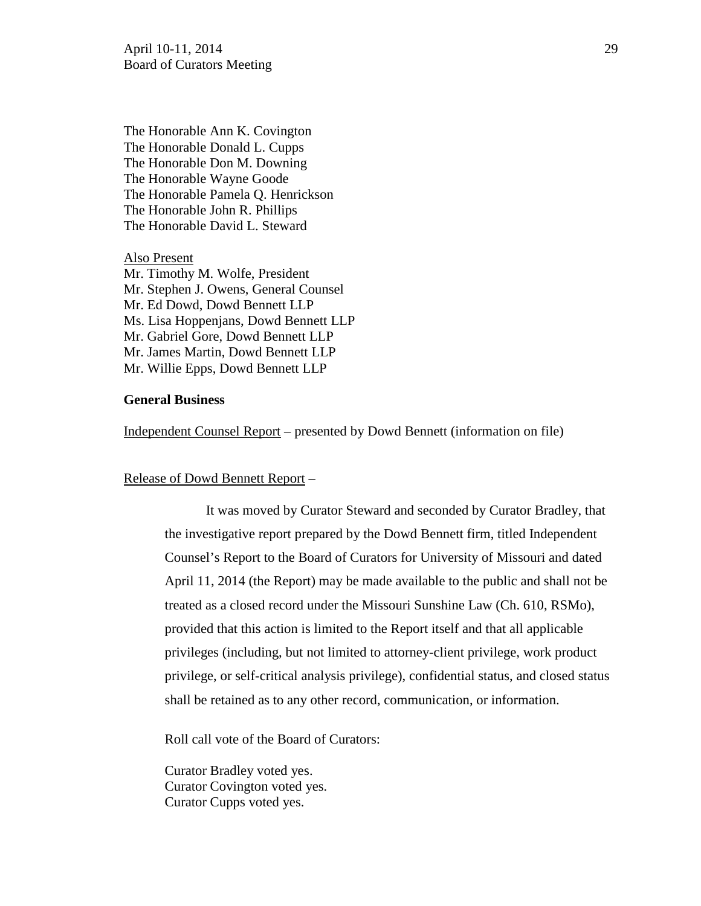The Honorable Ann K. Covington
The Honorable Donald L. Cupps
The Honorable Don M. Downing
The Honorable Wayne Goode
The Honorable Pamela Q. Henrickson
The Honorable John R. Phillips
The Honorable David L. Steward

Also Present
Mr. Timothy M. Wolfe, President
Mr. Stephen J. Owens, General Counsel
Mr. Ed Dowd, Dowd Bennett LLP
Ms. Lisa Hoppenjans, Dowd Bennett LLP
Mr. Gabriel Gore, Dowd Bennett LLP
Mr. James Martin, Dowd Bennett LLP
Mr. Willie Epps, Dowd Bennett LLP

**General Business**

Independent Counsel Report – presented by Dowd Bennett (information on file)

Release of Dowd Bennett Report –

It was moved by Curator Steward and seconded by Curator Bradley, that the investigative report prepared by the Dowd Bennett firm, titled Independent Counsel's Report to the Board of Curators for University of Missouri and dated April 11, 2014 (the Report) may be made available to the public and shall not be treated as a closed record under the Missouri Sunshine Law (Ch. 610, RSMo), provided that this action is limited to the Report itself and that all applicable privileges (including, but not limited to attorney-client privilege, work product privilege, or self-critical analysis privilege), confidential status, and closed status shall be retained as to any other record, communication, or information.

Roll call vote of the Board of Curators:

Curator Bradley voted yes.
Curator Covington voted yes.
Curator Cupps voted yes.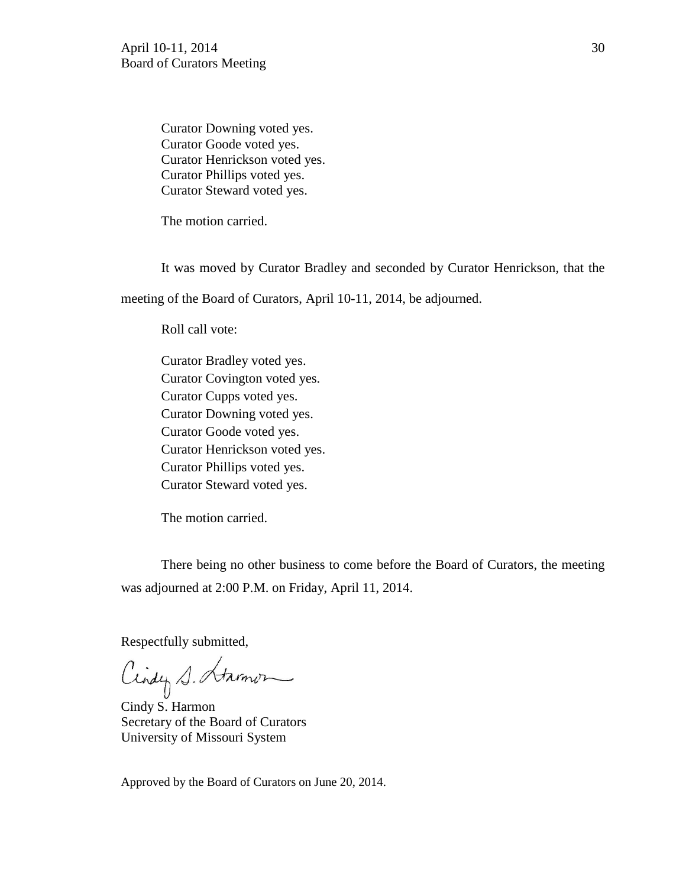Curator Downing voted yes.
Curator Goode voted yes.
Curator Henrickson voted yes.
Curator Phillips voted yes.
Curator Steward voted yes.

The motion carried.

It was moved by Curator Bradley and seconded by Curator Henrickson, that the meeting of the Board of Curators, April 10-11, 2014, be adjourned.

Roll call vote:

Curator Bradley voted yes.
Curator Covington voted yes.
Curator Cupps voted yes.
Curator Downing voted yes.
Curator Goode voted yes.
Curator Henrickson voted yes.
Curator Phillips voted yes.
Curator Steward voted yes.

The motion carried.

There being no other business to come before the Board of Curators, the meeting was adjourned at 2:00 P.M. on Friday, April 11, 2014.

Respectfully submitted,

Cindy S. Harmon

Cindy S. Harmon
Secretary of the Board of Curators
University of Missouri System

Approved by the Board of Curators on June 20, 2014.